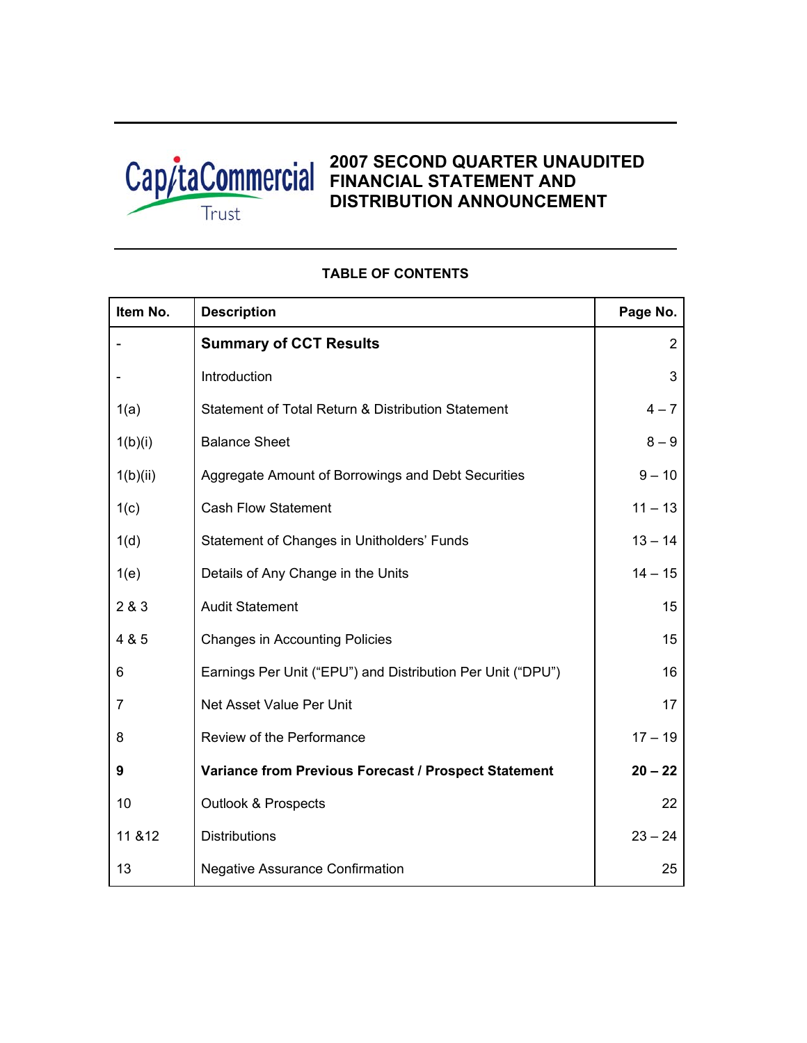CapitaCommercial Trust

# 2007 SECOND QUARTER UNAUDITED FINANCIAL STATEMENT AND DISTRIBUTION ANNOUNCEMENT

## TABLE OF CONTENTS

| Item No. | Description | Page No. |
|---|---|---|
| - | **Summary of CCT Results** | 2 |
| - | Introduction | 3 |
| 1(a) | Statement of Total Return & Distribution Statement | 4 – 7 |
| 1(b)(i) | Balance Sheet | 8 – 9 |
| 1(b)(ii) | Aggregate Amount of Borrowings and Debt Securities | 9 – 10 |
| 1(c) | Cash Flow Statement | 11 – 13 |
| 1(d) | Statement of Changes in Unitholders' Funds | 13 – 14 |
| 1(e) | Details of Any Change in the Units | 14 – 15 |
| 2 & 3 | Audit Statement | 15 |
| 4 & 5 | Changes in Accounting Policies | 15 |
| 6 | Earnings Per Unit ("EPU") and Distribution Per Unit ("DPU") | 16 |
| 7 | Net Asset Value Per Unit | 17 |
| 8 | Review of the Performance | 17 – 19 |
| **9** | **Variance from Previous Forecast / Prospect Statement** | **20 – 22** |
| 10 | Outlook & Prospects | 22 |
| 11 &12 | Distributions | 23 – 24 |
| 13 | Negative Assurance Confirmation | 25 |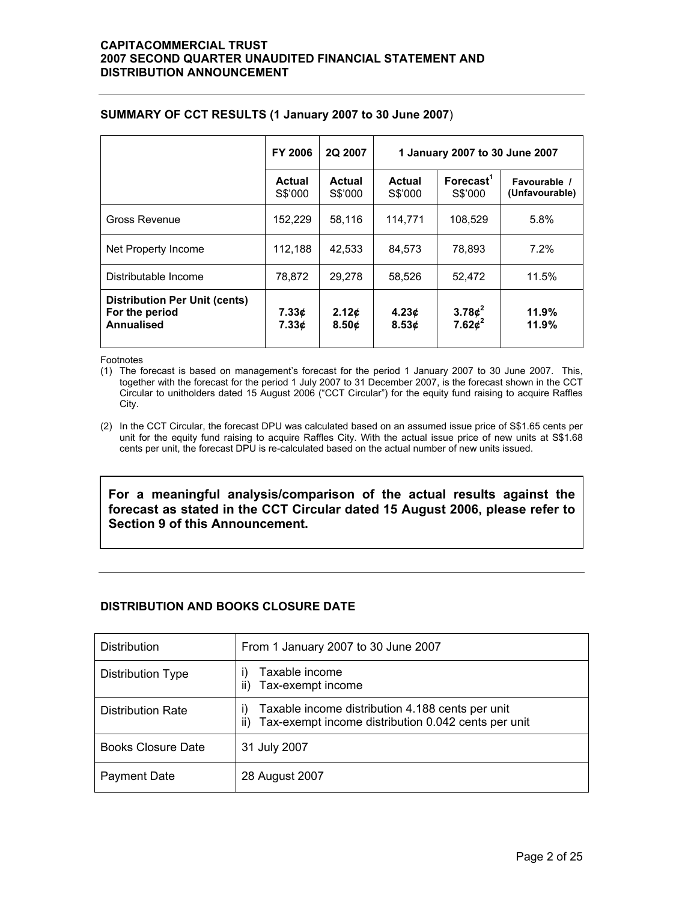## SUMMARY OF CCT RESULTS (1 January 2007 to 30 June 2007)

| | FY 2006 | 2Q 2007 | 1 January 2007 to 30 June 2007 | | |
|---|---|---|---|---|---|
| | **Actual** S$'000 | **Actual** S$'000 | **Actual** S$'000 | **Forecast**[1] S$'000 | **Favourable / (Unfavourable)** |
| Gross Revenue | 152,229 | 58,116 | 114,771 | 108,529 | 5.8% |
| Net Property Income | 112,188 | 42,533 | 84,573 | 78,893 | 7.2% |
| Distributable Income | 78,872 | 29,278 | 58,526 | 52,472 | 11.5% |
| **Distribution Per Unit (cents)** | | | | | |
| **For the period** | **7.33¢** | **2.12¢** | **4.23¢** | **3.78¢**[2] | **11.9%** |
| **Annualised** | **7.33¢** | **8.50¢** | **8.53¢** | **7.62¢**[2] | **11.9%** |

Footnotes

(1) The forecast is based on management's forecast for the period 1 January 2007 to 30 June 2007. This, together with the forecast for the period 1 July 2007 to 31 December 2007, is the forecast shown in the CCT Circular to unitholders dated 15 August 2006 ("CCT Circular") for the equity fund raising to acquire Raffles City.

(2) In the CCT Circular, the forecast DPU was calculated based on an assumed issue price of S$1.65 cents per unit for the equity fund raising to acquire Raffles City. With the actual issue price of new units at S$1.68 cents per unit, the forecast DPU is re-calculated based on the actual number of new units issued.

**For a meaningful analysis/comparison of the actual results against the forecast as stated in the CCT Circular dated 15 August 2006, please refer to Section 9 of this Announcement.**

## DISTRIBUTION AND BOOKS CLOSURE DATE

| | |
|---|---|
| Distribution | From 1 January 2007 to 30 June 2007 |
| Distribution Type | i) Taxable income<br>ii) Tax-exempt income |
| Distribution Rate | i) Taxable income distribution 4.188 cents per unit<br>ii) Tax-exempt income distribution 0.042 cents per unit |
| Books Closure Date | 31 July 2007 |
| Payment Date | 28 August 2007 |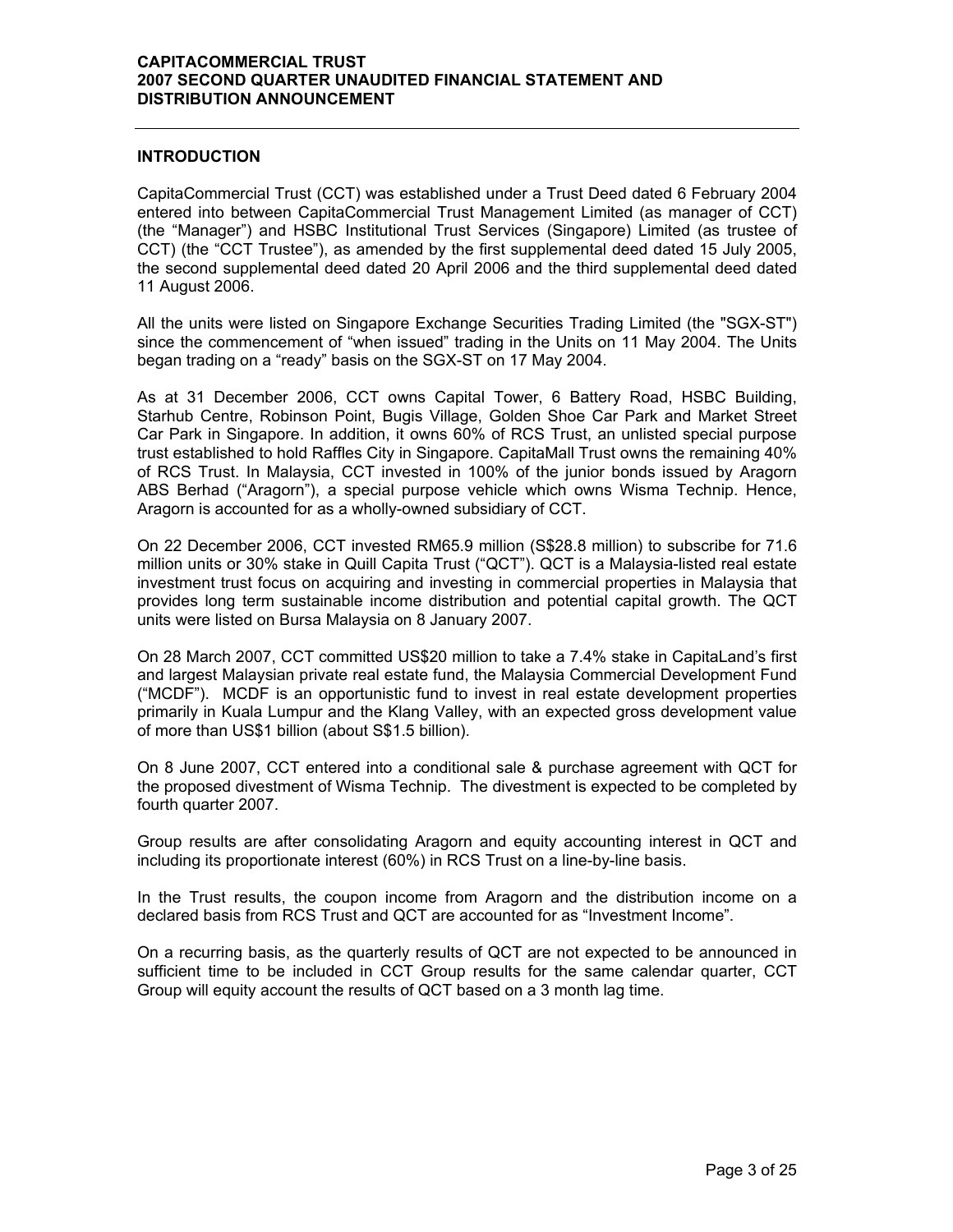## INTRODUCTION

CapitaCommercial Trust (CCT) was established under a Trust Deed dated 6 February 2004 entered into between CapitaCommercial Trust Management Limited (as manager of CCT) (the "Manager") and HSBC Institutional Trust Services (Singapore) Limited (as trustee of CCT) (the "CCT Trustee"), as amended by the first supplemental deed dated 15 July 2005, the second supplemental deed dated 20 April 2006 and the third supplemental deed dated 11 August 2006.

All the units were listed on Singapore Exchange Securities Trading Limited (the "SGX-ST") since the commencement of "when issued" trading in the Units on 11 May 2004. The Units began trading on a "ready" basis on the SGX-ST on 17 May 2004.

As at 31 December 2006, CCT owns Capital Tower, 6 Battery Road, HSBC Building, Starhub Centre, Robinson Point, Bugis Village, Golden Shoe Car Park and Market Street Car Park in Singapore. In addition, it owns 60% of RCS Trust, an unlisted special purpose trust established to hold Raffles City in Singapore. CapitaMall Trust owns the remaining 40% of RCS Trust. In Malaysia, CCT invested in 100% of the junior bonds issued by Aragorn ABS Berhad ("Aragorn"), a special purpose vehicle which owns Wisma Technip. Hence, Aragorn is accounted for as a wholly-owned subsidiary of CCT.

On 22 December 2006, CCT invested RM65.9 million (S$28.8 million) to subscribe for 71.6 million units or 30% stake in Quill Capita Trust ("QCT"). QCT is a Malaysia-listed real estate investment trust focus on acquiring and investing in commercial properties in Malaysia that provides long term sustainable income distribution and potential capital growth. The QCT units were listed on Bursa Malaysia on 8 January 2007.

On 28 March 2007, CCT committed US$20 million to take a 7.4% stake in CapitaLand's first and largest Malaysian private real estate fund, the Malaysia Commercial Development Fund ("MCDF"). MCDF is an opportunistic fund to invest in real estate development properties primarily in Kuala Lumpur and the Klang Valley, with an expected gross development value of more than US$1 billion (about S$1.5 billion).

On 8 June 2007, CCT entered into a conditional sale & purchase agreement with QCT for the proposed divestment of Wisma Technip. The divestment is expected to be completed by fourth quarter 2007.

Group results are after consolidating Aragorn and equity accounting interest in QCT and including its proportionate interest (60%) in RCS Trust on a line-by-line basis.

In the Trust results, the coupon income from Aragorn and the distribution income on a declared basis from RCS Trust and QCT are accounted for as "Investment Income".

On a recurring basis, as the quarterly results of QCT are not expected to be announced in sufficient time to be included in CCT Group results for the same calendar quarter, CCT Group will equity account the results of QCT based on a 3 month lag time.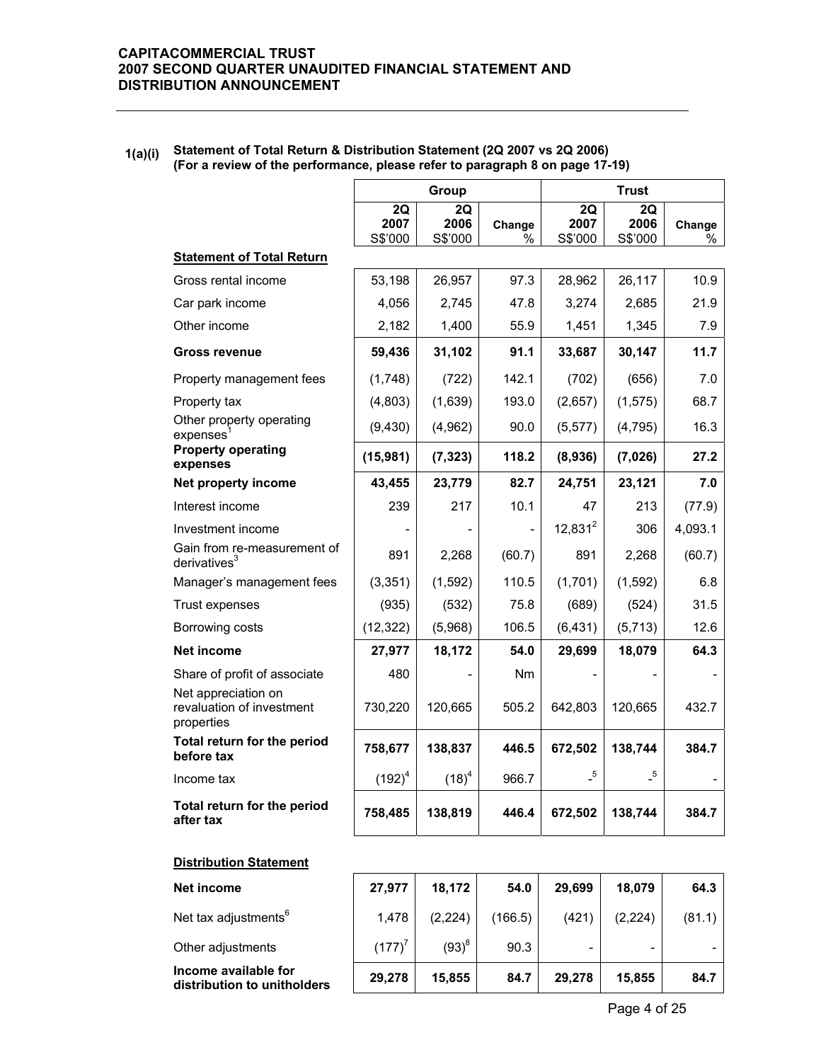**CAPITACOMMERCIAL TRUST**
**2007 SECOND QUARTER UNAUDITED FINANCIAL STATEMENT AND DISTRIBUTION ANNOUNCEMENT**

**1(a)(i) Statement of Total Return & Distribution Statement (2Q 2007 vs 2Q 2006)**
**(For a review of the performance, please refer to paragraph 8 on page 17-19)**

| | Group | | | Trust | | |
|---|---|---|---|---|---|---|
| | 2Q 2007 S$'000 | 2Q 2006 S$'000 | Change % | 2Q 2007 S$'000 | 2Q 2006 S$'000 | Change % |
| **Statement of Total Return** | | | | | | |
| Gross rental income | 53,198 | 26,957 | 97.3 | 28,962 | 26,117 | 10.9 |
| Car park income | 4,056 | 2,745 | 47.8 | 3,274 | 2,685 | 21.9 |
| Other income | 2,182 | 1,400 | 55.9 | 1,451 | 1,345 | 7.9 |
| **Gross revenue** | **59,436** | **31,102** | **91.1** | **33,687** | **30,147** | **11.7** |
| Property management fees | (1,748) | (722) | 142.1 | (702) | (656) | 7.0 |
| Property tax | (4,803) | (1,639) | 193.0 | (2,657) | (1,575) | 68.7 |
| Other property operating expenses[1] | (9,430) | (4,962) | 90.0 | (5,577) | (4,795) | 16.3 |
| **Property operating expenses** | **(15,981)** | **(7,323)** | **118.2** | **(8,936)** | **(7,026)** | **27.2** |
| **Net property income** | **43,455** | **23,779** | **82.7** | **24,751** | **23,121** | **7.0** |
| Interest income | 239 | 217 | 10.1 | 47 | 213 | (77.9) |
| Investment income | - | - | - | 12,831[2] | 306 | 4,093.1 |
| Gain from re-measurement of derivatives[3] | 891 | 2,268 | (60.7) | 891 | 2,268 | (60.7) |
| Manager's management fees | (3,351) | (1,592) | 110.5 | (1,701) | (1,592) | 6.8 |
| Trust expenses | (935) | (532) | 75.8 | (689) | (524) | 31.5 |
| Borrowing costs | (12,322) | (5,968) | 106.5 | (6,431) | (5,713) | 12.6 |
| **Net income** | **27,977** | **18,172** | **54.0** | **29,699** | **18,079** | **64.3** |
| Share of profit of associate | 480 | - | Nm | - | - | - |
| Net appreciation on revaluation of investment properties | 730,220 | 120,665 | 505.2 | 642,803 | 120,665 | 432.7 |
| **Total return for the period before tax** | **758,677** | **138,837** | **446.5** | **672,502** | **138,744** | **384.7** |
| Income tax | (192)[4] | (18)[4] | 966.7 | -[5] | -[5] | - |
| **Total return for the period after tax** | **758,485** | **138,819** | **446.4** | **672,502** | **138,744** | **384.7** |
| **Distribution Statement** | | | | | | |
| **Net income** | **27,977** | **18,172** | **54.0** | **29,699** | **18,079** | **64.3** |
| Net tax adjustments[6] | 1,478 | (2,224) | (166.5) | (421) | (2,224) | (81.1) |
| Other adjustments | (177)[7] | (93)[8] | 90.3 | - | - | - |
| **Income available for distribution to unitholders** | **29,278** | **15,855** | **84.7** | **29,278** | **15,855** | **84.7** |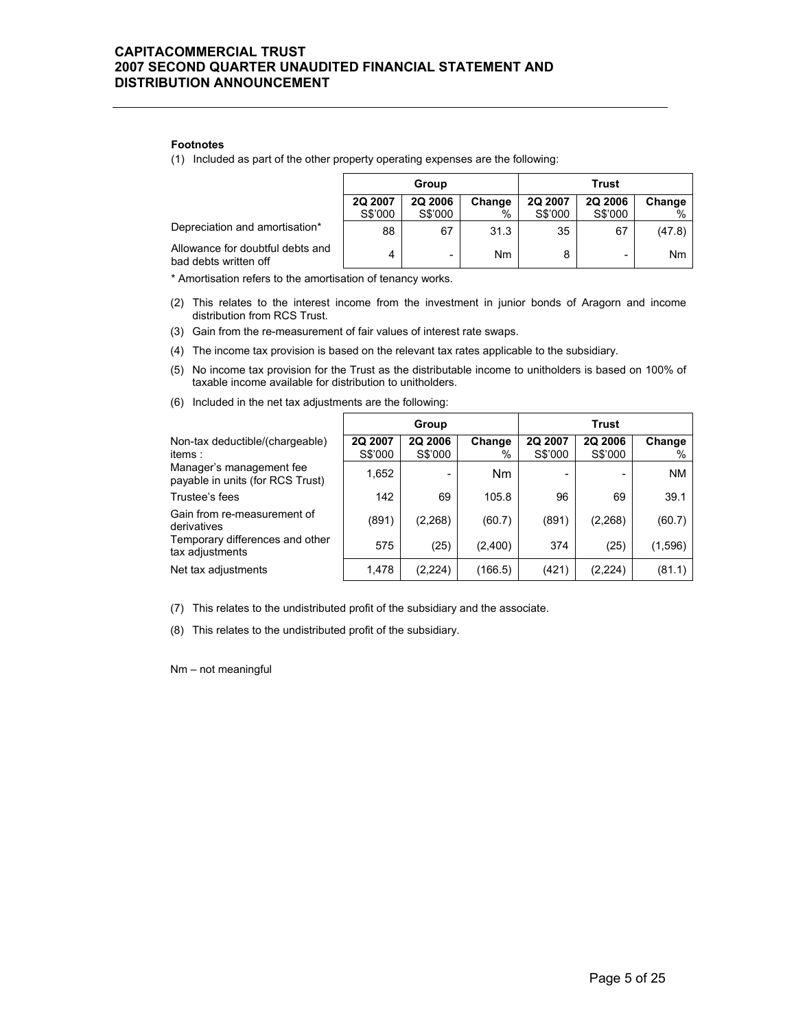**Footnotes**

(1) Included as part of the other property operating expenses are the following:

| | Group | | | Trust | | |
|---|---|---|---|---|---|---|
| | 2Q 2007 S$'000 | 2Q 2006 S$'000 | Change % | 2Q 2007 S$'000 | 2Q 2006 S$'000 | Change % |
| Depreciation and amortisation* | 88 | 67 | 31.3 | 35 | 67 | (47.8) |
| Allowance for doubtful debts and bad debts written off | 4 | - | Nm | 8 | - | Nm |

\* Amortisation refers to the amortisation of tenancy works.

(2) This relates to the interest income from the investment in junior bonds of Aragorn and income distribution from RCS Trust.

(3) Gain from the re-measurement of fair values of interest rate swaps.

(4) The income tax provision is based on the relevant tax rates applicable to the subsidiary.

(5) No income tax provision for the Trust as the distributable income to unitholders is based on 100% of taxable income available for distribution to unitholders.

(6) Included in the net tax adjustments are the following:

| | Group | | | Trust | | |
|---|---|---|---|---|---|---|
| Non-tax deductible/(chargeable) items : | 2Q 2007 S$'000 | 2Q 2006 S$'000 | Change % | 2Q 2007 S$'000 | 2Q 2006 S$'000 | Change % |
| Manager's management fee payable in units (for RCS Trust) | 1,652 | - | Nm | - | - | NM |
| Trustee's fees | 142 | 69 | 105.8 | 96 | 69 | 39.1 |
| Gain from re-measurement of derivatives | (891) | (2,268) | (60.7) | (891) | (2,268) | (60.7) |
| Temporary differences and other tax adjustments | 575 | (25) | (2,400) | 374 | (25) | (1,596) |
| Net tax adjustments | 1,478 | (2,224) | (166.5) | (421) | (2,224) | (81.1) |

(7) This relates to the undistributed profit of the subsidiary and the associate.

(8) This relates to the undistributed profit of the subsidiary.

Nm – not meaningful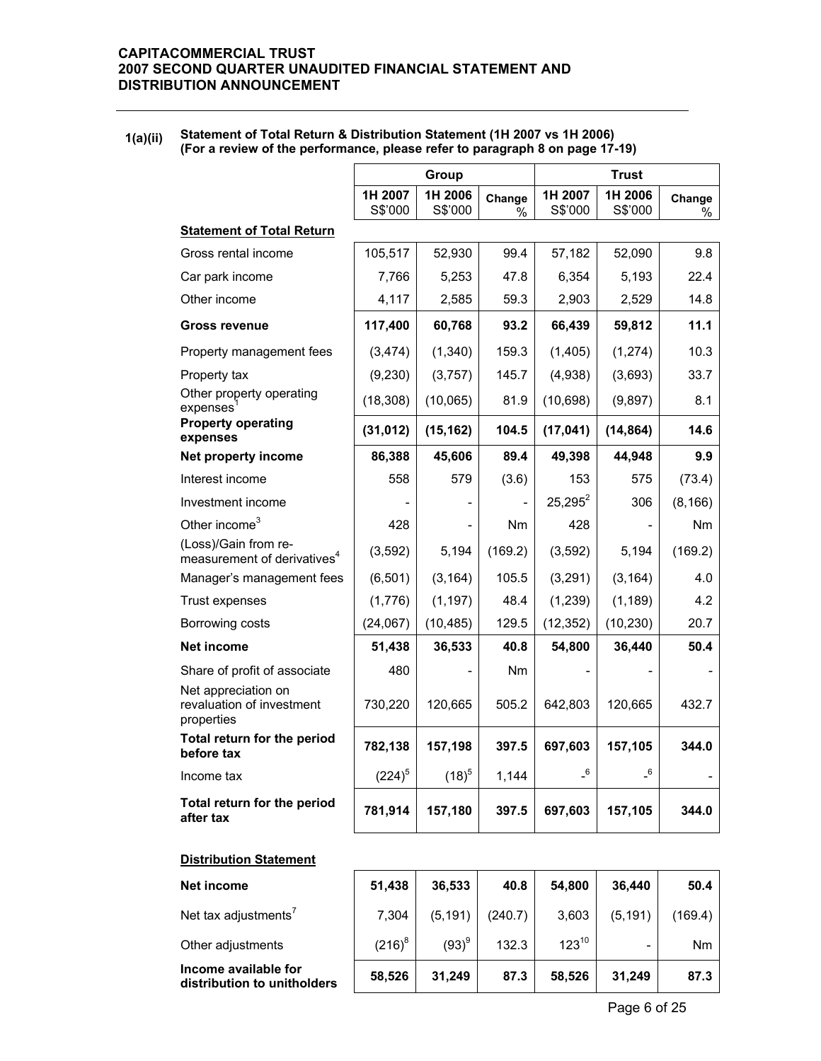**1(a)(ii) Statement of Total Return & Distribution Statement (1H 2007 vs 1H 2006)**
**(For a review of the performance, please refer to paragraph 8 on page 17-19)**

| | Group | | | Trust | | |
|---|---|---|---|---|---|---|
| | 1H 2007 S$'000 | 1H 2006 S$'000 | Change % | 1H 2007 S$'000 | 1H 2006 S$'000 | Change % |
| **Statement of Total Return** | | | | | | |
| Gross rental income | 105,517 | 52,930 | 99.4 | 57,182 | 52,090 | 9.8 |
| Car park income | 7,766 | 5,253 | 47.8 | 6,354 | 5,193 | 22.4 |
| Other income | 4,117 | 2,585 | 59.3 | 2,903 | 2,529 | 14.8 |
| **Gross revenue** | **117,400** | **60,768** | **93.2** | **66,439** | **59,812** | **11.1** |
| Property management fees | (3,474) | (1,340) | 159.3 | (1,405) | (1,274) | 10.3 |
| Property tax | (9,230) | (3,757) | 145.7 | (4,938) | (3,693) | 33.7 |
| Other property operating expenses[1] | (18,308) | (10,065) | 81.9 | (10,698) | (9,897) | 8.1 |
| **Property operating expenses** | **(31,012)** | **(15,162)** | **104.5** | **(17,041)** | **(14,864)** | **14.6** |
| **Net property income** | **86,388** | **45,606** | **89.4** | **49,398** | **44,948** | **9.9** |
| Interest income | 558 | 579 | (3.6) | 153 | 575 | (73.4) |
| Investment income | - | - | - | 25,295[2] | 306 | (8,166) |
| Other income[3] | 428 | - | Nm | 428 | - | Nm |
| (Loss)/Gain from re-measurement of derivatives[4] | (3,592) | 5,194 | (169.2) | (3,592) | 5,194 | (169.2) |
| Manager's management fees | (6,501) | (3,164) | 105.5 | (3,291) | (3,164) | 4.0 |
| Trust expenses | (1,776) | (1,197) | 48.4 | (1,239) | (1,189) | 4.2 |
| Borrowing costs | (24,067) | (10,485) | 129.5 | (12,352) | (10,230) | 20.7 |
| **Net income** | **51,438** | **36,533** | **40.8** | **54,800** | **36,440** | **50.4** |
| Share of profit of associate | 480 | - | Nm | - | - | - |
| Net appreciation on revaluation of investment properties | 730,220 | 120,665 | 505.2 | 642,803 | 120,665 | 432.7 |
| **Total return for the period before tax** | **782,138** | **157,198** | **397.5** | **697,603** | **157,105** | **344.0** |
| Income tax | (224)[5] | (18)[5] | 1,144 | -[6] | -[6] | - |
| **Total return for the period after tax** | **781,914** | **157,180** | **397.5** | **697,603** | **157,105** | **344.0** |
| **Distribution Statement** | | | | | | |
| **Net income** | **51,438** | **36,533** | **40.8** | **54,800** | **36,440** | **50.4** |
| Net tax adjustments[7] | 7,304 | (5,191) | (240.7) | 3,603 | (5,191) | (169.4) |
| Other adjustments | (216)[8] | (93)[9] | 132.3 | 123[10] | - | Nm |
| **Income available for distribution to unitholders** | **58,526** | **31,249** | **87.3** | **58,526** | **31,249** | **87.3** |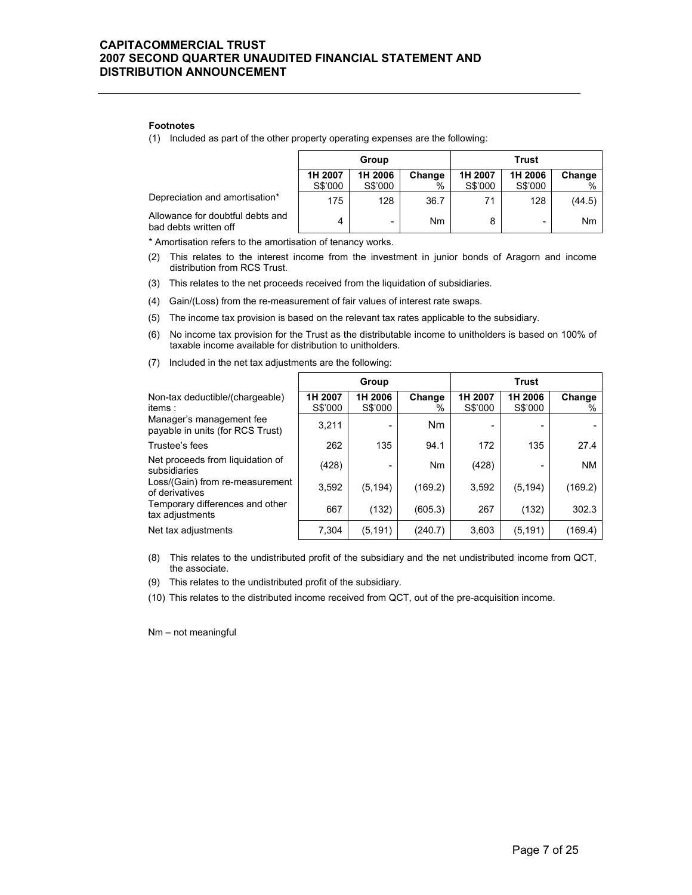**Footnotes**

(1) Included as part of the other property operating expenses are the following:

| | Group | | | Trust | | |
|---|---|---|---|---|---|---|
| | 1H 2007 S$'000 | 1H 2006 S$'000 | Change % | 1H 2007 S$'000 | 1H 2006 S$'000 | Change % |
| Depreciation and amortisation* | 175 | 128 | 36.7 | 71 | 128 | (44.5) |
| Allowance for doubtful debts and bad debts written off | 4 | - | Nm | 8 | - | Nm |

\* Amortisation refers to the amortisation of tenancy works.

(2) This relates to the interest income from the investment in junior bonds of Aragorn and income distribution from RCS Trust.

(3) This relates to the net proceeds received from the liquidation of subsidiaries.

(4) Gain/(Loss) from the re-measurement of fair values of interest rate swaps.

(5) The income tax provision is based on the relevant tax rates applicable to the subsidiary.

(6) No income tax provision for the Trust as the distributable income to unitholders is based on 100% of taxable income available for distribution to unitholders.

(7) Included in the net tax adjustments are the following:

| | Group | | | Trust | | |
|---|---|---|---|---|---|---|
| Non-tax deductible/(chargeable) items : | 1H 2007 S$'000 | 1H 2006 S$'000 | Change % | 1H 2007 S$'000 | 1H 2006 S$'000 | Change % |
| Manager's management fee payable in units (for RCS Trust) | 3,211 | - | Nm | - | - | - |
| Trustee's fees | 262 | 135 | 94.1 | 172 | 135 | 27.4 |
| Net proceeds from liquidation of subsidiaries | (428) | - | Nm | (428) | - | NM |
| Loss/(Gain) from re-measurement of derivatives | 3,592 | (5,194) | (169.2) | 3,592 | (5,194) | (169.2) |
| Temporary differences and other tax adjustments | 667 | (132) | (605.3) | 267 | (132) | 302.3 |
| Net tax adjustments | 7,304 | (5,191) | (240.7) | 3,603 | (5,191) | (169.4) |

(8) This relates to the undistributed profit of the subsidiary and the net undistributed income from QCT, the associate.

(9) This relates to the undistributed profit of the subsidiary.

(10) This relates to the distributed income received from QCT, out of the pre-acquisition income.

Nm – not meaningful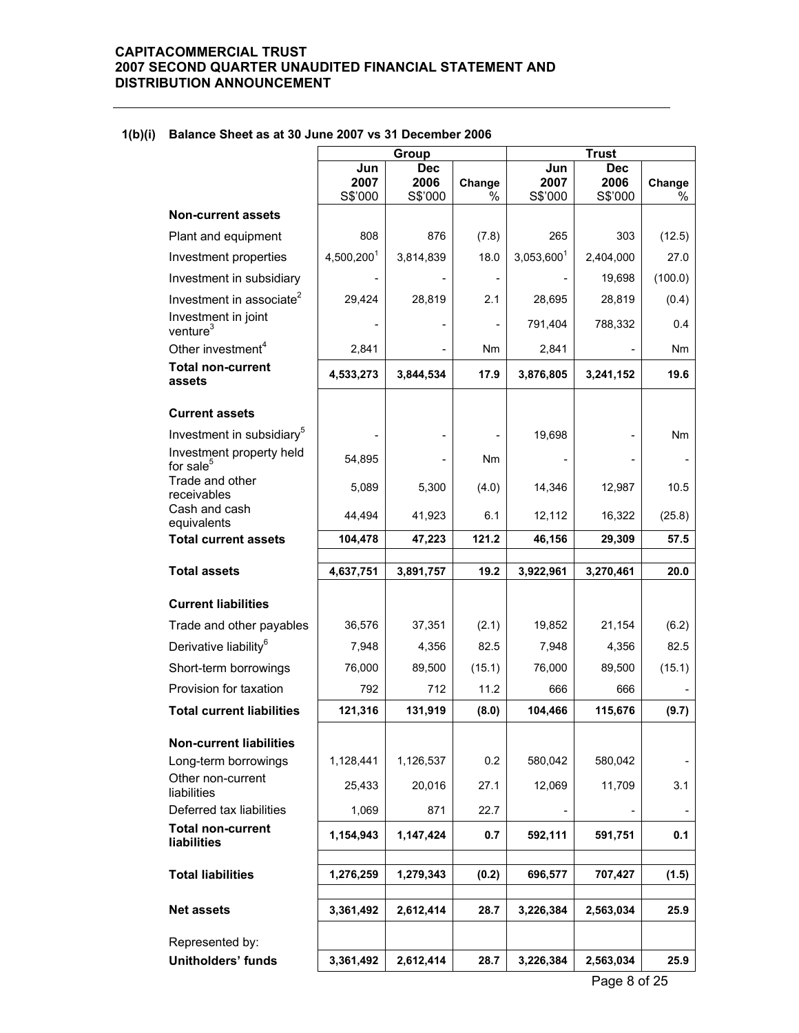**CAPITACOMMERCIAL TRUST**
**2007 SECOND QUARTER UNAUDITED FINANCIAL STATEMENT AND DISTRIBUTION ANNOUNCEMENT**

### 1(b)(i) Balance Sheet as at 30 June 2007 vs 31 December 2006

| | Group | | | Trust | | |
|---|---|---|---|---|---|---|
| | Jun 2007 S$'000 | Dec 2006 S$'000 | Change % | Jun 2007 S$'000 | Dec 2006 S$'000 | Change % |
| **Non-current assets** | | | | | | |
| Plant and equipment | 808 | 876 | (7.8) | 265 | 303 | (12.5) |
| Investment properties | 4,500,200[1] | 3,814,839 | 18.0 | 3,053,600[1] | 2,404,000 | 27.0 |
| Investment in subsidiary | - | - | - | - | 19,698 | (100.0) |
| Investment in associate[2] | 29,424 | 28,819 | 2.1 | 28,695 | 28,819 | (0.4) |
| Investment in joint venture[3] | - | - | - | 791,404 | 788,332 | 0.4 |
| Other investment[4] | 2,841 | - | Nm | 2,841 | - | Nm |
| **Total non-current assets** | **4,533,273** | **3,844,534** | **17.9** | **3,876,805** | **3,241,152** | **19.6** |
| **Current assets** | | | | | | |
| Investment in subsidiary[5] | - | - | - | 19,698 | - | Nm |
| Investment property held for sale[5] | 54,895 | - | Nm | - | - | - |
| Trade and other receivables | 5,089 | 5,300 | (4.0) | 14,346 | 12,987 | 10.5 |
| Cash and cash equivalents | 44,494 | 41,923 | 6.1 | 12,112 | 16,322 | (25.8) |
| **Total current assets** | **104,478** | **47,223** | **121.2** | **46,156** | **29,309** | **57.5** |
| **Total assets** | **4,637,751** | **3,891,757** | **19.2** | **3,922,961** | **3,270,461** | **20.0** |
| **Current liabilities** | | | | | | |
| Trade and other payables | 36,576 | 37,351 | (2.1) | 19,852 | 21,154 | (6.2) |
| Derivative liability[6] | 7,948 | 4,356 | 82.5 | 7,948 | 4,356 | 82.5 |
| Short-term borrowings | 76,000 | 89,500 | (15.1) | 76,000 | 89,500 | (15.1) |
| Provision for taxation | 792 | 712 | 11.2 | 666 | 666 | - |
| **Total current liabilities** | **121,316** | **131,919** | **(8.0)** | **104,466** | **115,676** | **(9.7)** |
| **Non-current liabilities** | | | | | | |
| Long-term borrowings | 1,128,441 | 1,126,537 | 0.2 | 580,042 | 580,042 | - |
| Other non-current liabilities | 25,433 | 20,016 | 27.1 | 12,069 | 11,709 | 3.1 |
| Deferred tax liabilities | 1,069 | 871 | 22.7 | - | - | - |
| **Total non-current liabilities** | **1,154,943** | **1,147,424** | **0.7** | **592,111** | **591,751** | **0.1** |
| **Total liabilities** | **1,276,259** | **1,279,343** | **(0.2)** | **696,577** | **707,427** | **(1.5)** |
| **Net assets** | **3,361,492** | **2,612,414** | **28.7** | **3,226,384** | **2,563,034** | **25.9** |
| Represented by: | | | | | | |
| **Unitholders' funds** | **3,361,492** | **2,612,414** | **28.7** | **3,226,384** | **2,563,034** | **25.9** |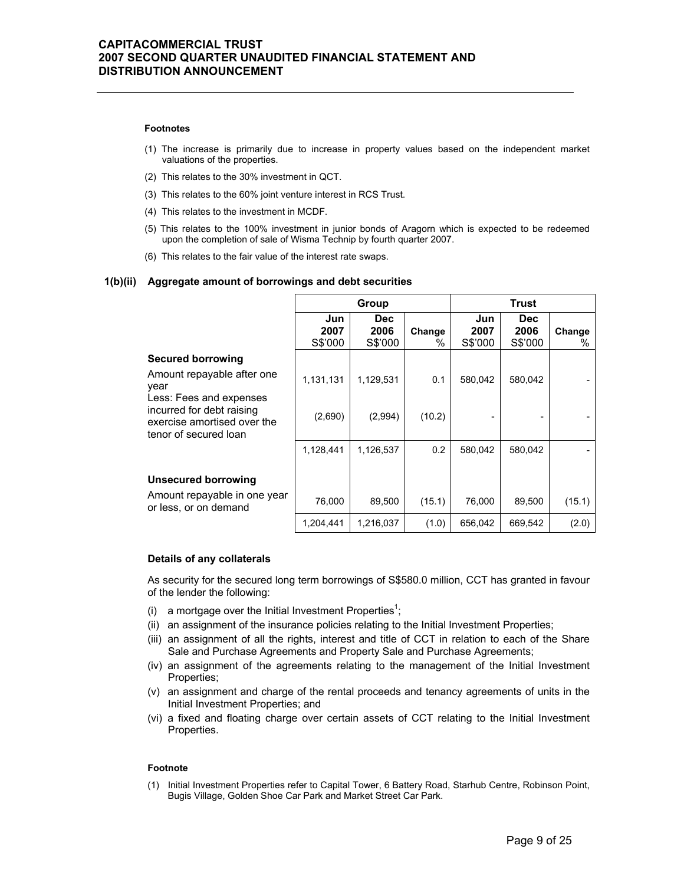**Footnotes**

(1) The increase is primarily due to increase in property values based on the independent market valuations of the properties.

(2) This relates to the 30% investment in QCT.

(3) This relates to the 60% joint venture interest in RCS Trust.

(4) This relates to the investment in MCDF.

(5) This relates to the 100% investment in junior bonds of Aragorn which is expected to be redeemed upon the completion of sale of Wisma Technip by fourth quarter 2007.

(6) This relates to the fair value of the interest rate swaps.

### 1(b)(ii) Aggregate amount of borrowings and debt securities

| | Group | | | Trust | | |
|---|---|---|---|---|---|---|
| | Jun 2007 S$'000 | Dec 2006 S$'000 | Change % | Jun 2007 S$'000 | Dec 2006 S$'000 | Change % |
| **Secured borrowing** | | | | | | |
| Amount repayable after one year | 1,131,131 | 1,129,531 | 0.1 | 580,042 | 580,042 | - |
| Less: Fees and expenses incurred for debt raising exercise amortised over the tenor of secured loan | (2,690) | (2,994) | (10.2) | - | - | - |
| | 1,128,441 | 1,126,537 | 0.2 | 580,042 | 580,042 | - |
| **Unsecured borrowing** | | | | | | |
| Amount repayable in one year or less, or on demand | 76,000 | 89,500 | (15.1) | 76,000 | 89,500 | (15.1) |
| | 1,204,441 | 1,216,037 | (1.0) | 656,042 | 669,542 | (2.0) |

**Details of any collaterals**

As security for the secured long term borrowings of S$580.0 million, CCT has granted in favour of the lender the following:

(i) a mortgage over the Initial Investment Properties[1];
(ii) an assignment of the insurance policies relating to the Initial Investment Properties;
(iii) an assignment of all the rights, interest and title of CCT in relation to each of the Share Sale and Purchase Agreements and Property Sale and Purchase Agreements;
(iv) an assignment of the agreements relating to the management of the Initial Investment Properties;
(v) an assignment and charge of the rental proceeds and tenancy agreements of units in the Initial Investment Properties; and
(vi) a fixed and floating charge over certain assets of CCT relating to the Initial Investment Properties.

**Footnote**

(1) Initial Investment Properties refer to Capital Tower, 6 Battery Road, Starhub Centre, Robinson Point, Bugis Village, Golden Shoe Car Park and Market Street Car Park.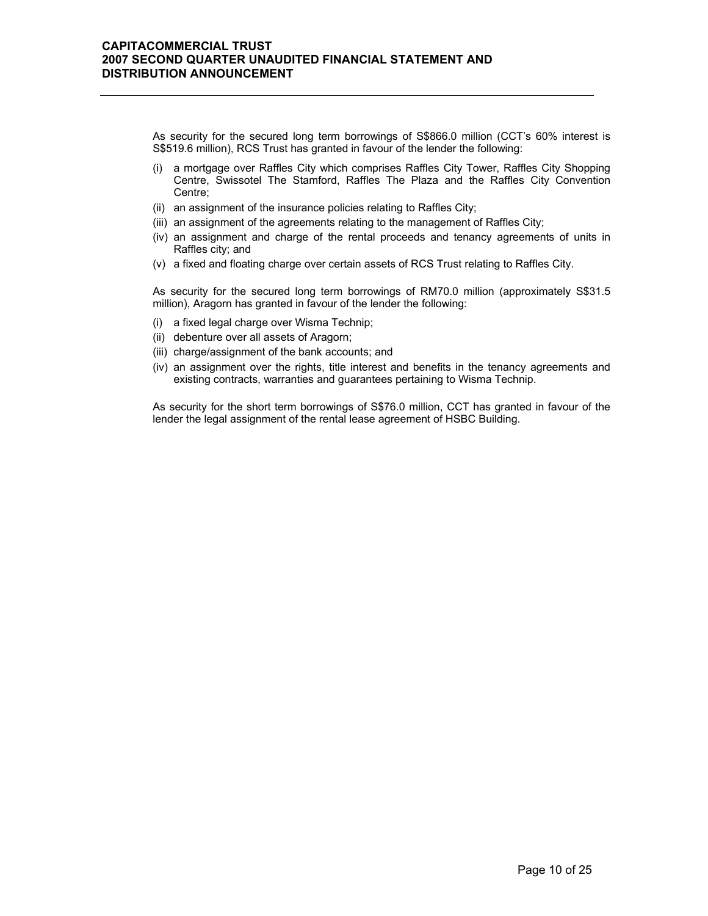As security for the secured long term borrowings of S$866.0 million (CCT's 60% interest is S$519.6 million), RCS Trust has granted in favour of the lender the following:

(i) a mortgage over Raffles City which comprises Raffles City Tower, Raffles City Shopping Centre, Swissotel The Stamford, Raffles The Plaza and the Raffles City Convention Centre;
(ii) an assignment of the insurance policies relating to Raffles City;
(iii) an assignment of the agreements relating to the management of Raffles City;
(iv) an assignment and charge of the rental proceeds and tenancy agreements of units in Raffles city; and
(v) a fixed and floating charge over certain assets of RCS Trust relating to Raffles City.

As security for the secured long term borrowings of RM70.0 million (approximately S$31.5 million), Aragorn has granted in favour of the lender the following:

(i) a fixed legal charge over Wisma Technip;
(ii) debenture over all assets of Aragorn;
(iii) charge/assignment of the bank accounts; and
(iv) an assignment over the rights, title interest and benefits in the tenancy agreements and existing contracts, warranties and guarantees pertaining to Wisma Technip.

As security for the short term borrowings of S$76.0 million, CCT has granted in favour of the lender the legal assignment of the rental lease agreement of HSBC Building.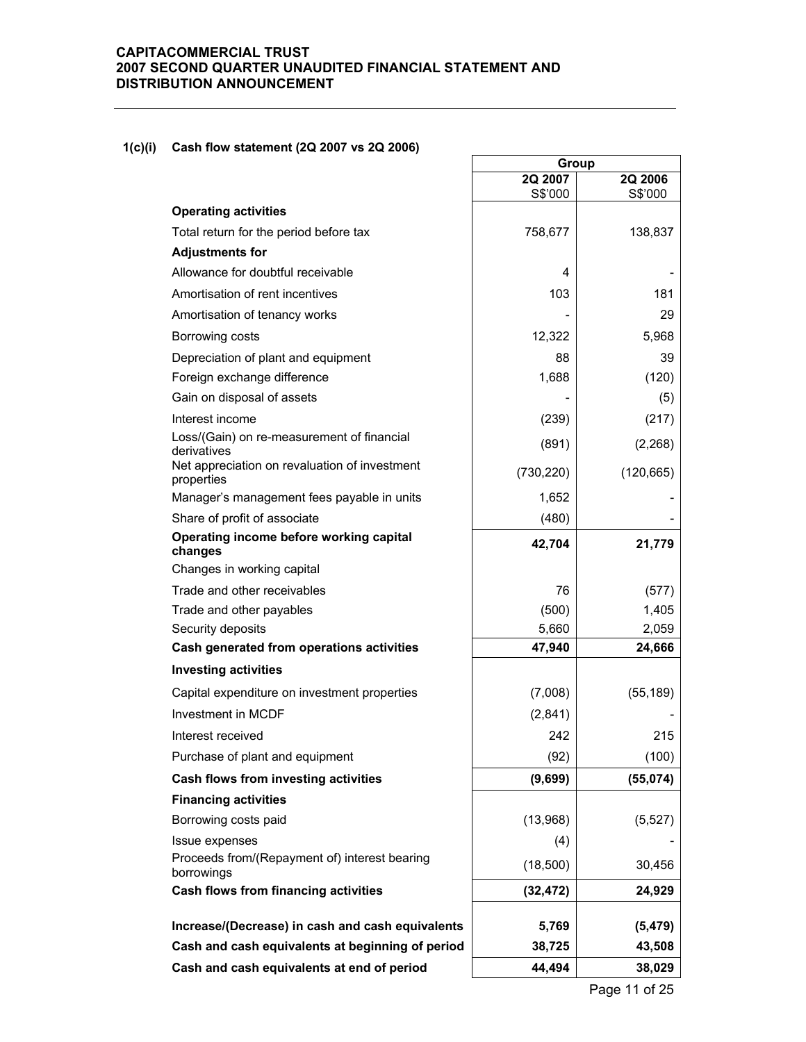#### 1(c)(i) Cash flow statement (2Q 2007 vs 2Q 2006)

| | Group | |
|---|---|---|
| | **2Q 2007** S$'000 | **2Q 2006** S$'000 |
| **Operating activities** | | |
| Total return for the period before tax | 758,677 | 138,837 |
| **Adjustments for** | | |
| Allowance for doubtful receivable | 4 | - |
| Amortisation of rent incentives | 103 | 181 |
| Amortisation of tenancy works | - | 29 |
| Borrowing costs | 12,322 | 5,968 |
| Depreciation of plant and equipment | 88 | 39 |
| Foreign exchange difference | 1,688 | (120) |
| Gain on disposal of assets | - | (5) |
| Interest income | (239) | (217) |
| Loss/(Gain) on re-measurement of financial derivatives | (891) | (2,268) |
| Net appreciation on revaluation of investment properties | (730,220) | (120,665) |
| Manager's management fees payable in units | 1,652 | - |
| Share of profit of associate | (480) | - |
| **Operating income before working capital changes** | **42,704** | **21,779** |
| Changes in working capital | | |
| Trade and other receivables | 76 | (577) |
| Trade and other payables | (500) | 1,405 |
| Security deposits | 5,660 | 2,059 |
| **Cash generated from operations activities** | **47,940** | **24,666** |
| **Investing activities** | | |
| Capital expenditure on investment properties | (7,008) | (55,189) |
| Investment in MCDF | (2,841) | - |
| Interest received | 242 | 215 |
| Purchase of plant and equipment | (92) | (100) |
| **Cash flows from investing activities** | **(9,699)** | **(55,074)** |
| **Financing activities** | | |
| Borrowing costs paid | (13,968) | (5,527) |
| Issue expenses | (4) | - |
| Proceeds from/(Repayment of) interest bearing borrowings | (18,500) | 30,456 |
| **Cash flows from financing activities** | **(32,472)** | **24,929** |
| | | |
| **Increase/(Decrease) in cash and cash equivalents** | **5,769** | **(5,479)** |
| **Cash and cash equivalents at beginning of period** | **38,725** | **43,508** |
| **Cash and cash equivalents at end of period** | **44,494** | **38,029** |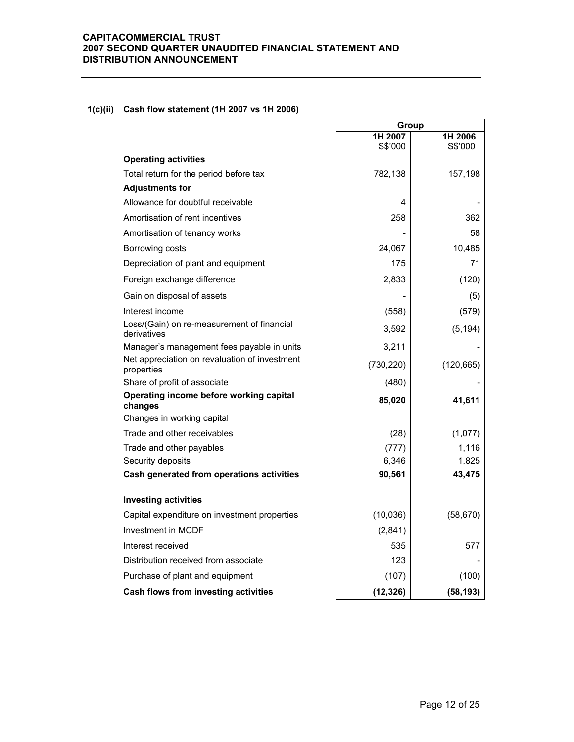### 1(c)(ii) Cash flow statement (1H 2007 vs 1H 2006)

| | Group | |
|---|---|---|
| | **1H 2007**<br>S$'000 | **1H 2006**<br>S$'000 |
| **Operating activities** | | |
| Total return for the period before tax | 782,138 | 157,198 |
| **Adjustments for** | | |
| Allowance for doubtful receivable | 4 | - |
| Amortisation of rent incentives | 258 | 362 |
| Amortisation of tenancy works | - | 58 |
| Borrowing costs | 24,067 | 10,485 |
| Depreciation of plant and equipment | 175 | 71 |
| Foreign exchange difference | 2,833 | (120) |
| Gain on disposal of assets | - | (5) |
| Interest income | (558) | (579) |
| Loss/(Gain) on re-measurement of financial derivatives | 3,592 | (5,194) |
| Manager's management fees payable in units | 3,211 | - |
| Net appreciation on revaluation of investment properties | (730,220) | (120,665) |
| Share of profit of associate | (480) | - |
| **Operating income before working capital changes** | **85,020** | **41,611** |
| Changes in working capital | | |
| Trade and other receivables | (28) | (1,077) |
| Trade and other payables | (777) | 1,116 |
| Security deposits | 6,346 | 1,825 |
| **Cash generated from operations activities** | **90,561** | **43,475** |
| | | |
| **Investing activities** | | |
| Capital expenditure on investment properties | (10,036) | (58,670) |
| Investment in MCDF | (2,841) | |
| Interest received | 535 | 577 |
| Distribution received from associate | 123 | - |
| Purchase of plant and equipment | (107) | (100) |
| **Cash flows from investing activities** | **(12,326)** | **(58,193)** |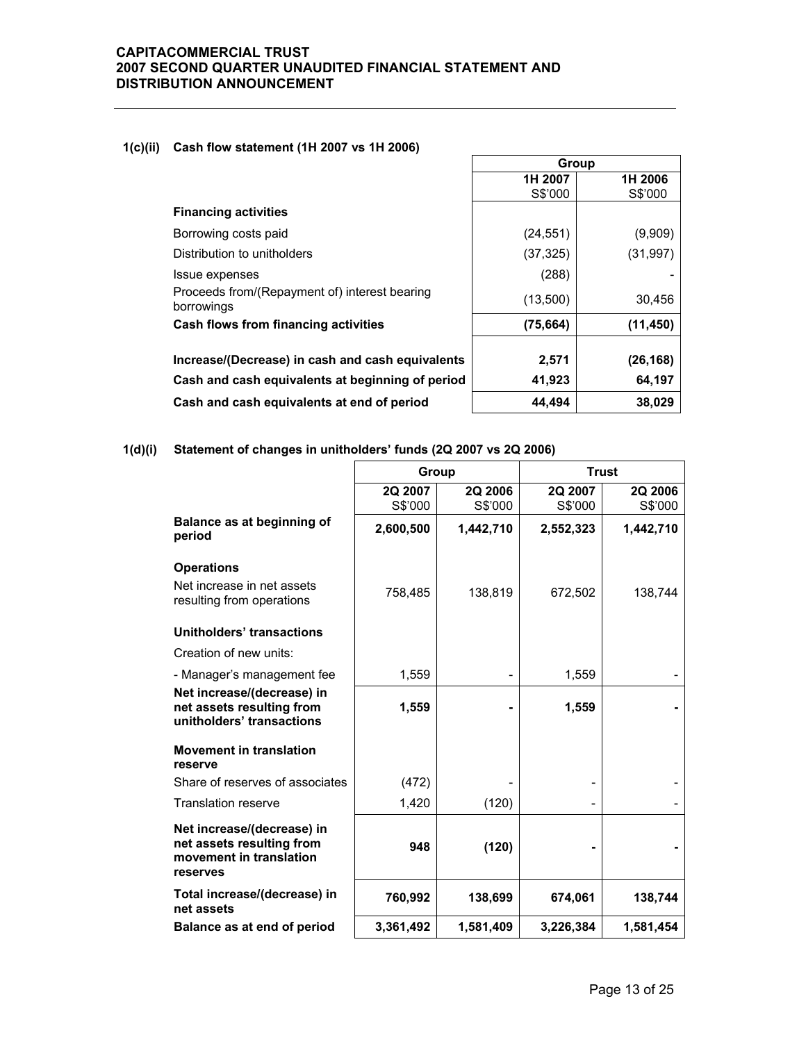#### 1(c)(ii) Cash flow statement (1H 2007 vs 1H 2006)

| | Group | |
|---|---|---|
| | 1H 2007<br>S$'000 | 1H 2006<br>S$'000 |
| **Financing activities** | | |
| Borrowing costs paid | (24,551) | (9,909) |
| Distribution to unitholders | (37,325) | (31,997) |
| Issue expenses | (288) | - |
| Proceeds from/(Repayment of) interest bearing borrowings | (13,500) | 30,456 |
| **Cash flows from financing activities** | **(75,664)** | **(11,450)** |
| | | |
| **Increase/(Decrease) in cash and cash equivalents** | **2,571** | **(26,168)** |
| **Cash and cash equivalents at beginning of period** | **41,923** | **64,197** |
| **Cash and cash equivalents at end of period** | **44,494** | **38,029** |

#### 1(d)(i) Statement of changes in unitholders' funds (2Q 2007 vs 2Q 2006)

| | Group | | Trust | |
|---|---|---|---|---|
| | 2Q 2007<br>S$'000 | 2Q 2006<br>S$'000 | 2Q 2007<br>S$'000 | 2Q 2006<br>S$'000 |
| **Balance as at beginning of period** | **2,600,500** | **1,442,710** | **2,552,323** | **1,442,710** |
| **Operations** | | | | |
| Net increase in net assets resulting from operations | 758,485 | 138,819 | 672,502 | 138,744 |
| **Unitholders' transactions** | | | | |
| Creation of new units: | | | | |
| - Manager's management fee | 1,559 | - | 1,559 | - |
| **Net increase/(decrease) in net assets resulting from unitholders' transactions** | **1,559** | **-** | **1,559** | **-** |
| **Movement in translation reserve** | | | | |
| Share of reserves of associates | (472) | - | - | - |
| Translation reserve | 1,420 | (120) | - | - |
| **Net increase/(decrease) in net assets resulting from movement in translation reserves** | **948** | **(120)** | **-** | **-** |
| **Total increase/(decrease) in net assets** | **760,992** | **138,699** | **674,061** | **138,744** |
| **Balance as at end of period** | **3,361,492** | **1,581,409** | **3,226,384** | **1,581,454** |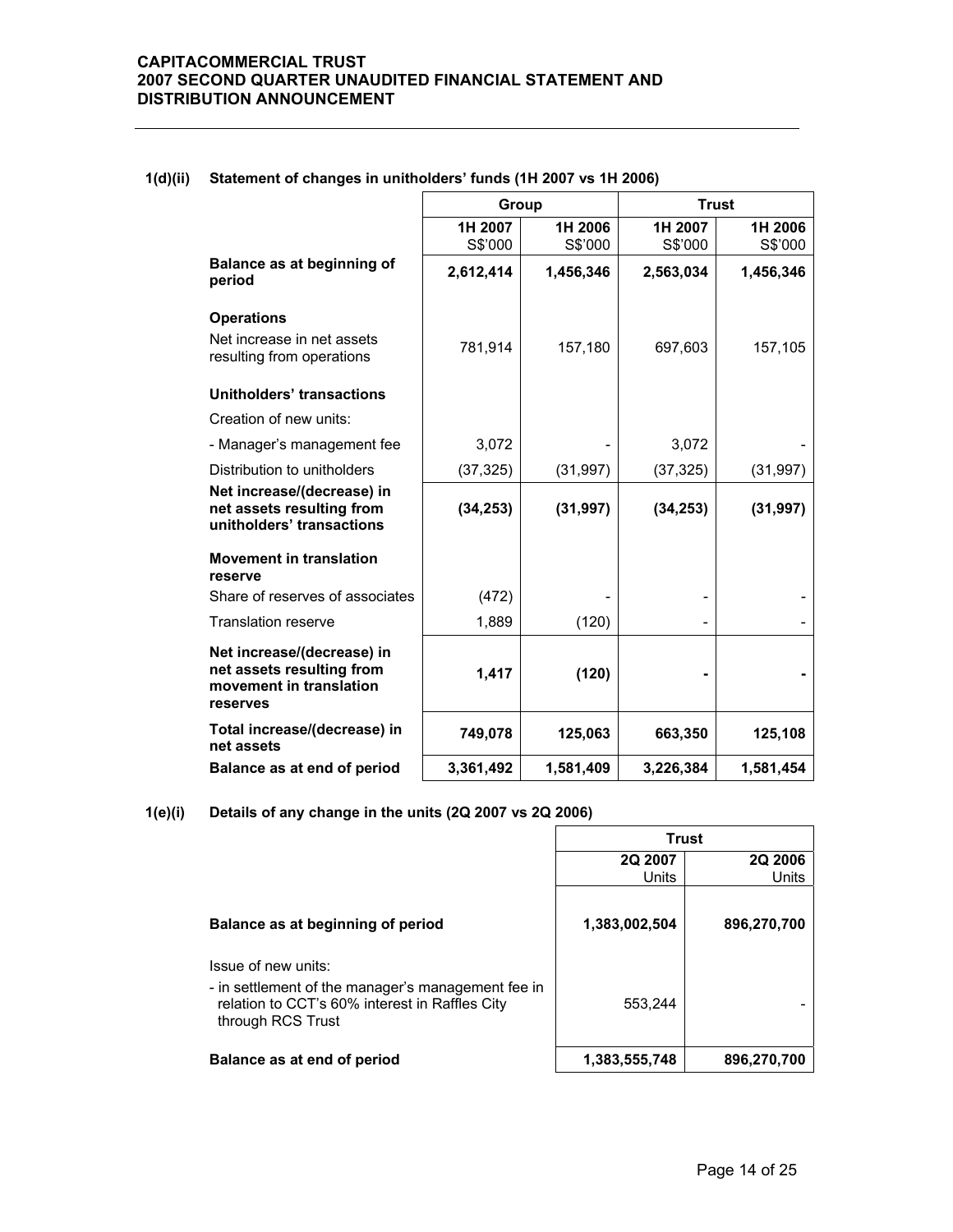### 1(d)(ii) Statement of changes in unitholders' funds (1H 2007 vs 1H 2006)

| | Group | | Trust | |
|---|---|---|---|---|
| | 1H 2007 S$'000 | 1H 2006 S$'000 | 1H 2007 S$'000 | 1H 2006 S$'000 |
| **Balance as at beginning of period** | **2,612,414** | **1,456,346** | **2,563,034** | **1,456,346** |
| **Operations** | | | | |
| Net increase in net assets resulting from operations | 781,914 | 157,180 | 697,603 | 157,105 |
| **Unitholders' transactions** | | | | |
| Creation of new units: | | | | |
| - Manager's management fee | 3,072 | - | 3,072 | - |
| Distribution to unitholders | (37,325) | (31,997) | (37,325) | (31,997) |
| **Net increase/(decrease) in net assets resulting from unitholders' transactions** | **(34,253)** | **(31,997)** | **(34,253)** | **(31,997)** |
| **Movement in translation reserve** | | | | |
| Share of reserves of associates | (472) | - | - | - |
| Translation reserve | 1,889 | (120) | - | - |
| **Net increase/(decrease) in net assets resulting from movement in translation reserves** | **1,417** | **(120)** | **-** | **-** |
| **Total increase/(decrease) in net assets** | **749,078** | **125,063** | **663,350** | **125,108** |
| **Balance as at end of period** | **3,361,492** | **1,581,409** | **3,226,384** | **1,581,454** |

### 1(e)(i) Details of any change in the units (2Q 2007 vs 2Q 2006)

| | Trust | |
|---|---|---|
| | 2Q 2007 Units | 2Q 2006 Units |
| **Balance as at beginning of period** | **1,383,002,504** | **896,270,700** |
| Issue of new units: | | |
| - in settlement of the manager's management fee in relation to CCT's 60% interest in Raffles City through RCS Trust | 553,244 | - |
| **Balance as at end of period** | **1,383,555,748** | **896,270,700** |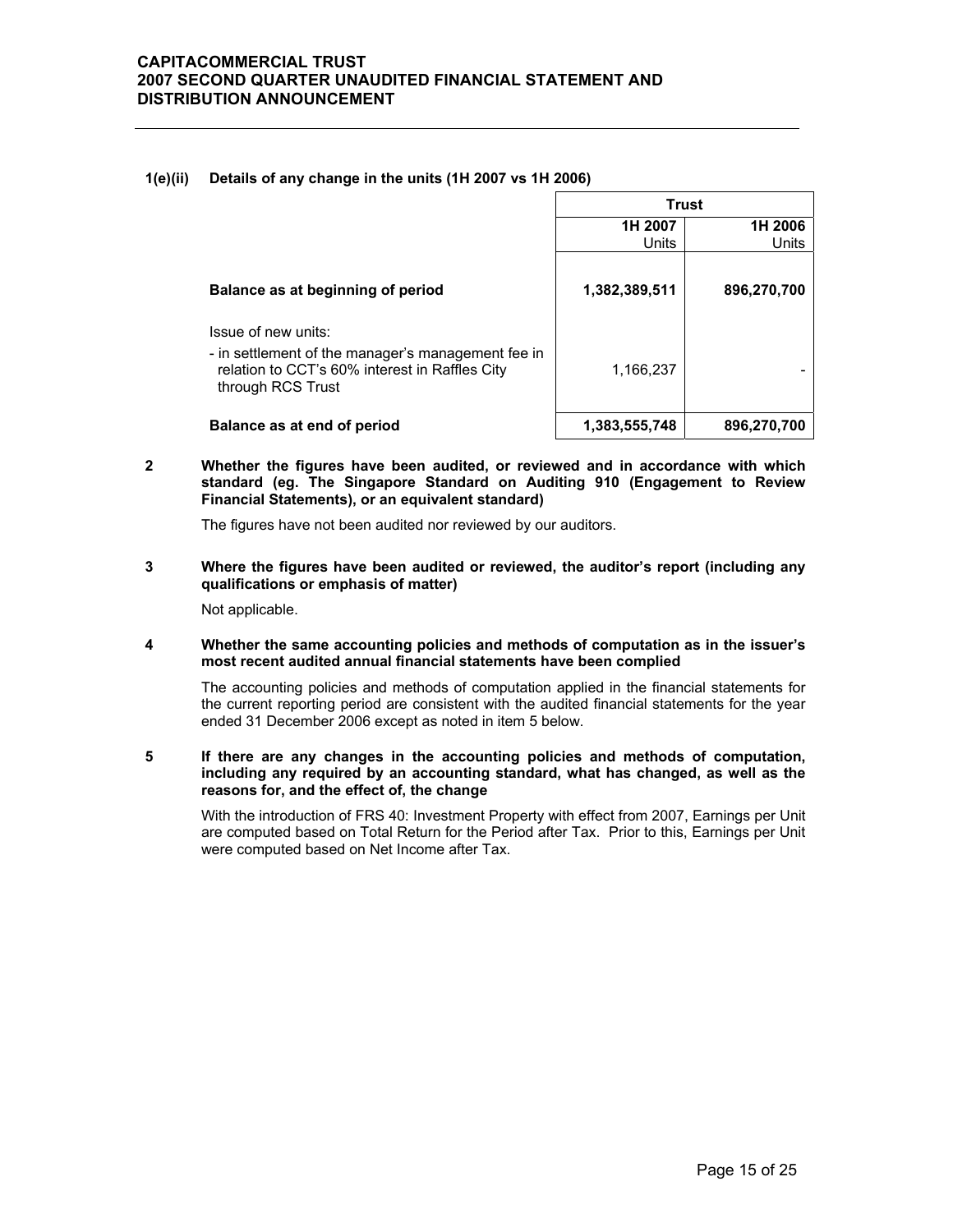### 1(e)(ii) Details of any change in the units (1H 2007 vs 1H 2006)

| | Trust | |
|---|---|---|
| | 1H 2007 Units | 1H 2006 Units |
| **Balance as at beginning of period** | **1,382,389,511** | **896,270,700** |
| Issue of new units: | | |
| - in settlement of the manager's management fee in relation to CCT's 60% interest in Raffles City through RCS Trust | 1,166,237 | - |
| **Balance as at end of period** | **1,383,555,748** | **896,270,700** |

### 2 Whether the figures have been audited, or reviewed and in accordance with which standard (eg. The Singapore Standard on Auditing 910 (Engagement to Review Financial Statements), or an equivalent standard)

The figures have not been audited nor reviewed by our auditors.

### 3 Where the figures have been audited or reviewed, the auditor's report (including any qualifications or emphasis of matter)

Not applicable.

### 4 Whether the same accounting policies and methods of computation as in the issuer's most recent audited annual financial statements have been complied

The accounting policies and methods of computation applied in the financial statements for the current reporting period are consistent with the audited financial statements for the year ended 31 December 2006 except as noted in item 5 below.

### 5 If there are any changes in the accounting policies and methods of computation, including any required by an accounting standard, what has changed, as well as the reasons for, and the effect of, the change

With the introduction of FRS 40: Investment Property with effect from 2007, Earnings per Unit are computed based on Total Return for the Period after Tax. Prior to this, Earnings per Unit were computed based on Net Income after Tax.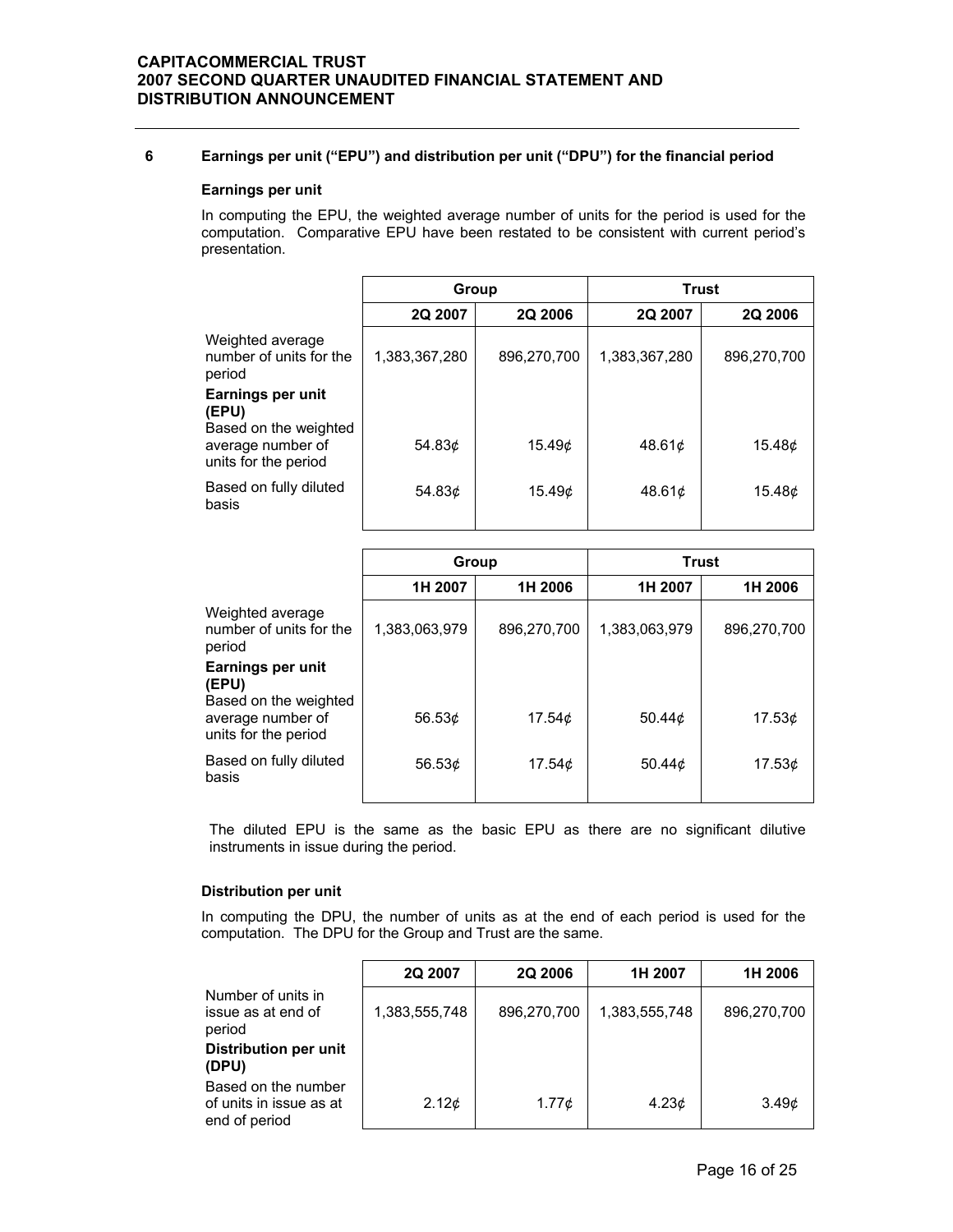## 6 Earnings per unit ("EPU") and distribution per unit ("DPU") for the financial period

**Earnings per unit**

In computing the EPU, the weighted average number of units for the period is used for the computation. Comparative EPU have been restated to be consistent with current period's presentation.

| | Group | | Trust | |
|---|---|---|---|---|
| | **2Q 2007** | **2Q 2006** | **2Q 2007** | **2Q 2006** |
| Weighted average number of units for the period | 1,383,367,280 | 896,270,700 | 1,383,367,280 | 896,270,700 |
| **Earnings per unit (EPU)** | | | | |
| Based on the weighted average number of units for the period | 54.83¢ | 15.49¢ | 48.61¢ | 15.48¢ |
| Based on fully diluted basis | 54.83¢ | 15.49¢ | 48.61¢ | 15.48¢ |

| | Group | | Trust | |
|---|---|---|---|---|
| | **1H 2007** | **1H 2006** | **1H 2007** | **1H 2006** |
| Weighted average number of units for the period | 1,383,063,979 | 896,270,700 | 1,383,063,979 | 896,270,700 |
| **Earnings per unit (EPU)** | | | | |
| Based on the weighted average number of units for the period | 56.53¢ | 17.54¢ | 50.44¢ | 17.53¢ |
| Based on fully diluted basis | 56.53¢ | 17.54¢ | 50.44¢ | 17.53¢ |

The diluted EPU is the same as the basic EPU as there are no significant dilutive instruments in issue during the period.

**Distribution per unit**

In computing the DPU, the number of units as at the end of each period is used for the computation. The DPU for the Group and Trust are the same.

| | 2Q 2007 | 2Q 2006 | 1H 2007 | 1H 2006 |
|---|---|---|---|---|
| Number of units in issue as at end of period | 1,383,555,748 | 896,270,700 | 1,383,555,748 | 896,270,700 |
| **Distribution per unit (DPU)** | | | | |
| Based on the number of units in issue as at end of period | 2.12¢ | 1.77¢ | 4.23¢ | 3.49¢ |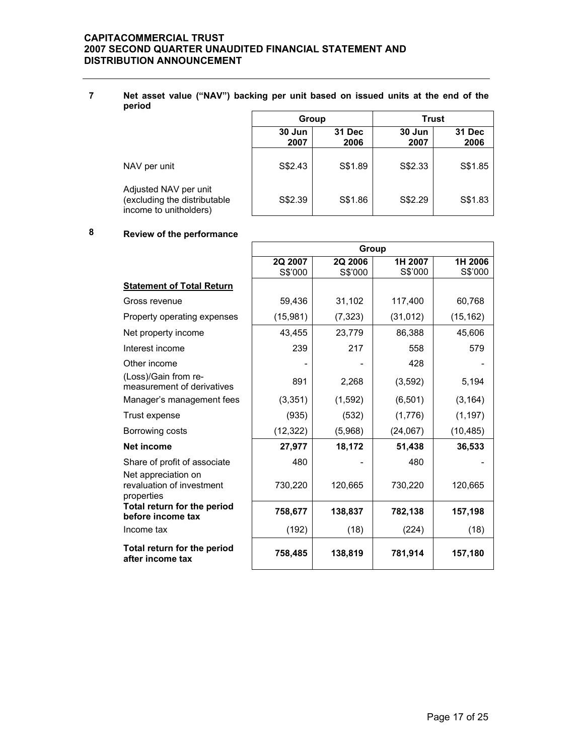## 7 Net asset value ("NAV") backing per unit based on issued units at the end of the period

| | Group | | Trust | |
|---|---|---|---|---|
| | 30 Jun 2007 | 31 Dec 2006 | 30 Jun 2007 | 31 Dec 2006 |
| NAV per unit | S$2.43 | S$1.89 | S$2.33 | S$1.85 |
| Adjusted NAV per unit (excluding the distributable income to unitholders) | S$2.39 | S$1.86 | S$2.29 | S$1.83 |

## 8 Review of the performance

| | Group | | | |
|---|---|---|---|---|
| | 2Q 2007 S$'000 | 2Q 2006 S$'000 | 1H 2007 S$'000 | 1H 2006 S$'000 |
| **Statement of Total Return** | | | | |
| Gross revenue | 59,436 | 31,102 | 117,400 | 60,768 |
| Property operating expenses | (15,981) | (7,323) | (31,012) | (15,162) |
| Net property income | 43,455 | 23,779 | 86,388 | 45,606 |
| Interest income | 239 | 217 | 558 | 579 |
| Other income | - | - | 428 | - |
| (Loss)/Gain from re-measurement of derivatives | 891 | 2,268 | (3,592) | 5,194 |
| Manager's management fees | (3,351) | (1,592) | (6,501) | (3,164) |
| Trust expense | (935) | (532) | (1,776) | (1,197) |
| Borrowing costs | (12,322) | (5,968) | (24,067) | (10,485) |
| **Net income** | **27,977** | **18,172** | **51,438** | **36,533** |
| Share of profit of associate | 480 | - | 480 | - |
| Net appreciation on revaluation of investment properties | 730,220 | 120,665 | 730,220 | 120,665 |
| **Total return for the period before income tax** | **758,677** | **138,837** | **782,138** | **157,198** |
| Income tax | (192) | (18) | (224) | (18) |
| **Total return for the period after income tax** | **758,485** | **138,819** | **781,914** | **157,180** |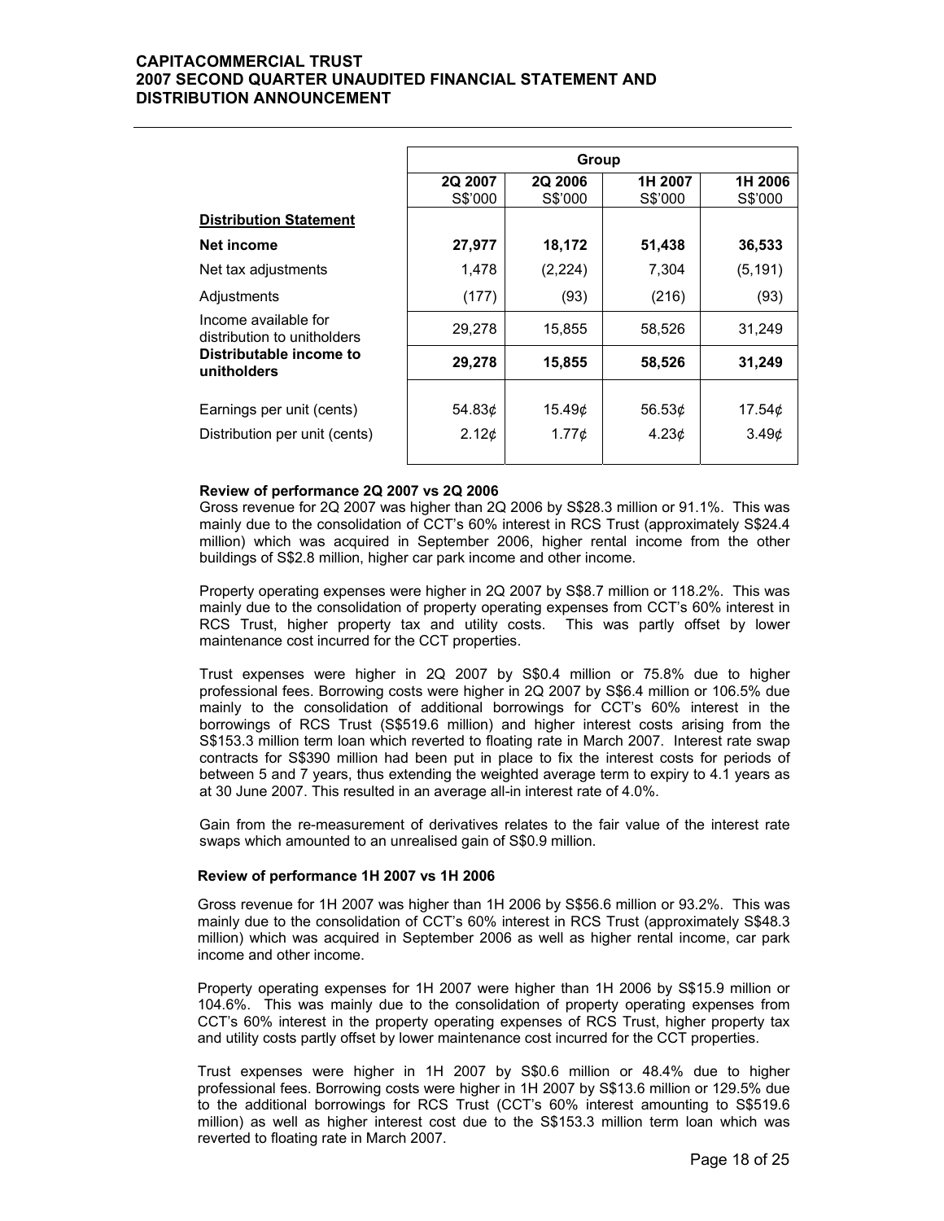| | Group | | | |
|---|---|---|---|---|
| | 2Q 2007<br>S$'000 | 2Q 2006<br>S$'000 | 1H 2007<br>S$'000 | 1H 2006<br>S$'000 |
| **Distribution Statement** | | | | |
| **Net income** | **27,977** | **18,172** | **51,438** | **36,533** |
| Net tax adjustments | 1,478 | (2,224) | 7,304 | (5,191) |
| Adjustments | (177) | (93) | (216) | (93) |
| Income available for distribution to unitholders | 29,278 | 15,855 | 58,526 | 31,249 |
| **Distributable income to unitholders** | **29,278** | **15,855** | **58,526** | **31,249** |
| Earnings per unit (cents) | 54.83¢ | 15.49¢ | 56.53¢ | 17.54¢ |
| Distribution per unit (cents) | 2.12¢ | 1.77¢ | 4.23¢ | 3.49¢ |

**Review of performance 2Q 2007 vs 2Q 2006**

Gross revenue for 2Q 2007 was higher than 2Q 2006 by S$28.3 million or 91.1%. This was mainly due to the consolidation of CCT's 60% interest in RCS Trust (approximately S$24.4 million) which was acquired in September 2006, higher rental income from the other buildings of S$2.8 million, higher car park income and other income.

Property operating expenses were higher in 2Q 2007 by S$8.7 million or 118.2%. This was mainly due to the consolidation of property operating expenses from CCT's 60% interest in RCS Trust, higher property tax and utility costs. This was partly offset by lower maintenance cost incurred for the CCT properties.

Trust expenses were higher in 2Q 2007 by S$0.4 million or 75.8% due to higher professional fees. Borrowing costs were higher in 2Q 2007 by S$6.4 million or 106.5% due mainly to the consolidation of additional borrowings for CCT's 60% interest in the borrowings of RCS Trust (S$519.6 million) and higher interest costs arising from the S$153.3 million term loan which reverted to floating rate in March 2007. Interest rate swap contracts for S$390 million had been put in place to fix the interest costs for periods of between 5 and 7 years, thus extending the weighted average term to expiry to 4.1 years as at 30 June 2007. This resulted in an average all-in interest rate of 4.0%.

Gain from the re-measurement of derivatives relates to the fair value of the interest rate swaps which amounted to an unrealised gain of S$0.9 million.

**Review of performance 1H 2007 vs 1H 2006**

Gross revenue for 1H 2007 was higher than 1H 2006 by S$56.6 million or 93.2%. This was mainly due to the consolidation of CCT's 60% interest in RCS Trust (approximately S$48.3 million) which was acquired in September 2006 as well as higher rental income, car park income and other income.

Property operating expenses for 1H 2007 were higher than 1H 2006 by S$15.9 million or 104.6%. This was mainly due to the consolidation of property operating expenses from CCT's 60% interest in the property operating expenses of RCS Trust, higher property tax and utility costs partly offset by lower maintenance cost incurred for the CCT properties.

Trust expenses were higher in 1H 2007 by S$0.6 million or 48.4% due to higher professional fees. Borrowing costs were higher in 1H 2007 by S$13.6 million or 129.5% due to the additional borrowings for RCS Trust (CCT's 60% interest amounting to S$519.6 million) as well as higher interest cost due to the S$153.3 million term loan which was reverted to floating rate in March 2007.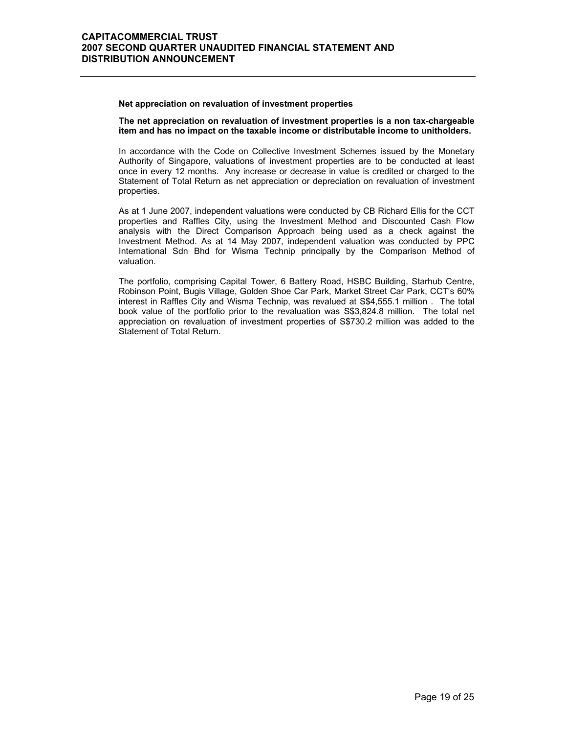**Net appreciation on revaluation of investment properties**

**The net appreciation on revaluation of investment properties is a non tax-chargeable item and has no impact on the taxable income or distributable income to unitholders.**

In accordance with the Code on Collective Investment Schemes issued by the Monetary Authority of Singapore, valuations of investment properties are to be conducted at least once in every 12 months. Any increase or decrease in value is credited or charged to the Statement of Total Return as net appreciation or depreciation on revaluation of investment properties.

As at 1 June 2007, independent valuations were conducted by CB Richard Ellis for the CCT properties and Raffles City, using the Investment Method and Discounted Cash Flow analysis with the Direct Comparison Approach being used as a check against the Investment Method. As at 14 May 2007, independent valuation was conducted by PPC International Sdn Bhd for Wisma Technip principally by the Comparison Method of valuation.

The portfolio, comprising Capital Tower, 6 Battery Road, HSBC Building, Starhub Centre, Robinson Point, Bugis Village, Golden Shoe Car Park, Market Street Car Park, CCT's 60% interest in Raffles City and Wisma Technip, was revalued at S$4,555.1 million . The total book value of the portfolio prior to the revaluation was S$3,824.8 million. The total net appreciation on revaluation of investment properties of S$730.2 million was added to the Statement of Total Return.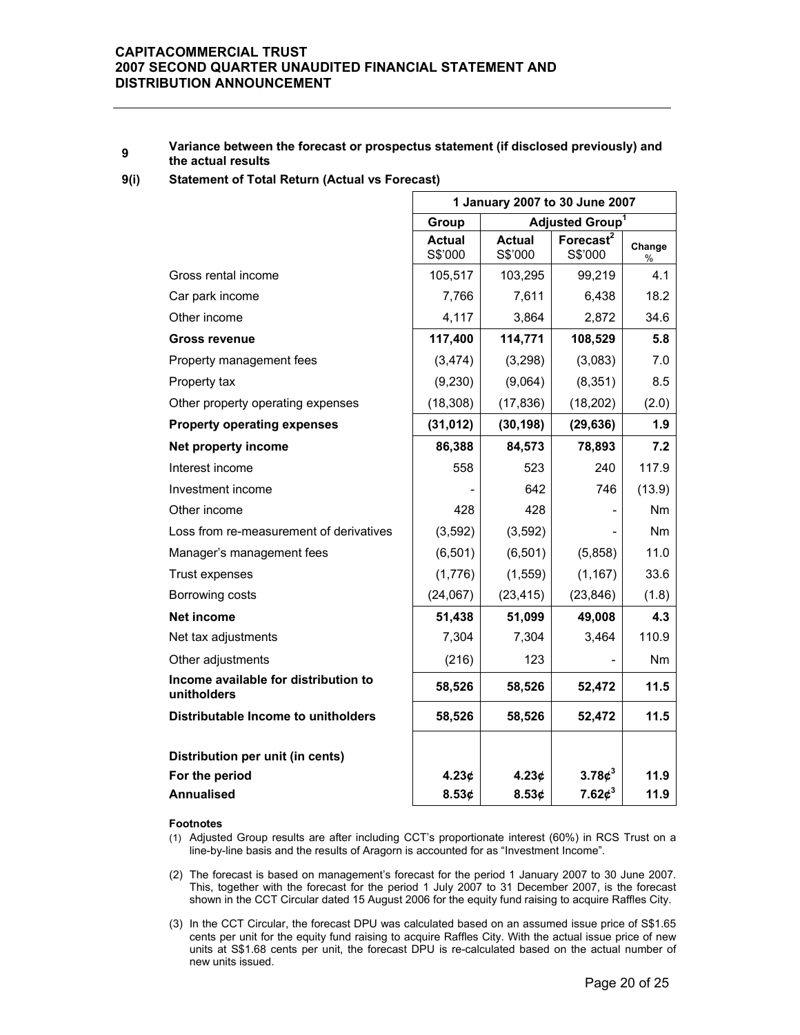## 9 Variance between the forecast or prospectus statement (if disclosed previously) and the actual results

### 9(i) Statement of Total Return (Actual vs Forecast)

| | 1 January 2007 to 30 June 2007 | | | |
|---|---|---|---|---|
| | Group | Adjusted Group[1] | | |
| | Actual S$'000 | Actual S$'000 | Forecast[2] S$'000 | Change % |
| Gross rental income | 105,517 | 103,295 | 99,219 | 4.1 |
| Car park income | 7,766 | 7,611 | 6,438 | 18.2 |
| Other income | 4,117 | 3,864 | 2,872 | 34.6 |
| **Gross revenue** | **117,400** | **114,771** | **108,529** | **5.8** |
| Property management fees | (3,474) | (3,298) | (3,083) | 7.0 |
| Property tax | (9,230) | (9,064) | (8,351) | 8.5 |
| Other property operating expenses | (18,308) | (17,836) | (18,202) | (2.0) |
| **Property operating expenses** | **(31,012)** | **(30,198)** | **(29,636)** | **1.9** |
| **Net property income** | **86,388** | **84,573** | **78,893** | **7.2** |
| Interest income | 558 | 523 | 240 | 117.9 |
| Investment income | - | 642 | 746 | (13.9) |
| Other income | 428 | 428 | - | Nm |
| Loss from re-measurement of derivatives | (3,592) | (3,592) | - | Nm |
| Manager's management fees | (6,501) | (6,501) | (5,858) | 11.0 |
| Trust expenses | (1,776) | (1,559) | (1,167) | 33.6 |
| Borrowing costs | (24,067) | (23,415) | (23,846) | (1.8) |
| **Net income** | **51,438** | **51,099** | **49,008** | **4.3** |
| Net tax adjustments | 7,304 | 7,304 | 3,464 | 110.9 |
| Other adjustments | (216) | 123 | - | Nm |
| **Income available for distribution to unitholders** | **58,526** | **58,526** | **52,472** | **11.5** |
| **Distributable Income to unitholders** | **58,526** | **58,526** | **52,472** | **11.5** |
| | | | | |
| **Distribution per unit (in cents)** | | | | |
| **For the period** | **4.23¢** | **4.23¢** | **3.78¢[3]** | **11.9** |
| **Annualised** | **8.53¢** | **8.53¢** | **7.62¢[3]** | **11.9** |

**Footnotes**

(1) Adjusted Group results are after including CCT's proportionate interest (60%) in RCS Trust on a line-by-line basis and the results of Aragorn is accounted for as "Investment Income".

(2) The forecast is based on management's forecast for the period 1 January 2007 to 30 June 2007. This, together with the forecast for the period 1 July 2007 to 31 December 2007, is the forecast shown in the CCT Circular dated 15 August 2006 for the equity fund raising to acquire Raffles City.

(3) In the CCT Circular, the forecast DPU was calculated based on an assumed issue price of S$1.65 cents per unit for the equity fund raising to acquire Raffles City. With the actual issue price of new units at S$1.68 cents per unit, the forecast DPU is re-calculated based on the actual number of new units issued.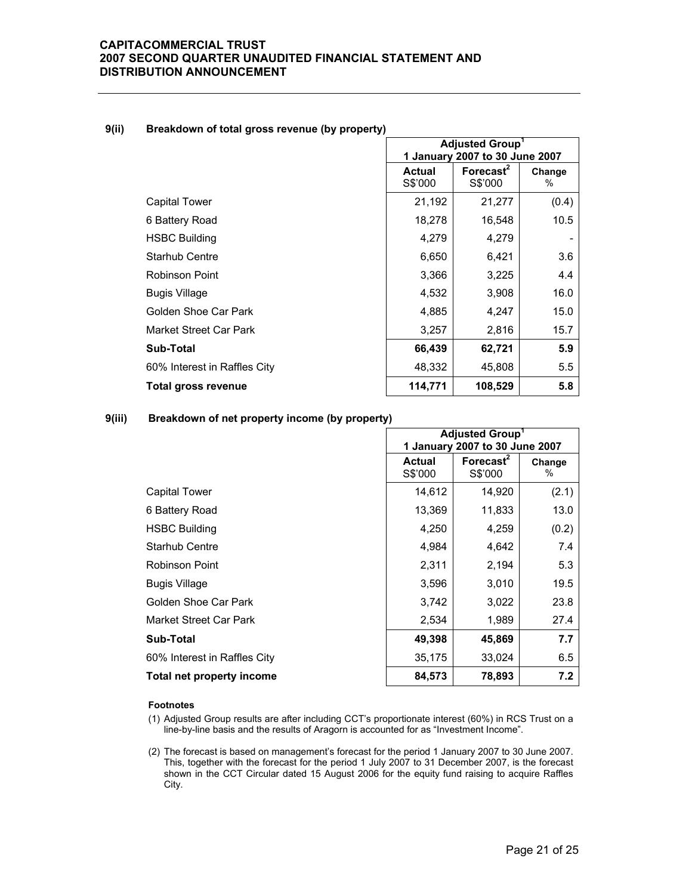### 9(ii) Breakdown of total gross revenue (by property)

| | Adjusted Group[1] 1 January 2007 to 30 June 2007 | | |
|---|---|---|---|
| | Actual S$'000 | Forecast[2] S$'000 | Change % |
| Capital Tower | 21,192 | 21,277 | (0.4) |
| 6 Battery Road | 18,278 | 16,548 | 10.5 |
| HSBC Building | 4,279 | 4,279 | - |
| Starhub Centre | 6,650 | 6,421 | 3.6 |
| Robinson Point | 3,366 | 3,225 | 4.4 |
| Bugis Village | 4,532 | 3,908 | 16.0 |
| Golden Shoe Car Park | 4,885 | 4,247 | 15.0 |
| Market Street Car Park | 3,257 | 2,816 | 15.7 |
| **Sub-Total** | **66,439** | **62,721** | **5.9** |
| 60% Interest in Raffles City | 48,332 | 45,808 | 5.5 |
| **Total gross revenue** | **114,771** | **108,529** | **5.8** |

### 9(iii) Breakdown of net property income (by property)

| | Adjusted Group[1] 1 January 2007 to 30 June 2007 | | |
|---|---|---|---|
| | Actual S$'000 | Forecast[2] S$'000 | Change % |
| Capital Tower | 14,612 | 14,920 | (2.1) |
| 6 Battery Road | 13,369 | 11,833 | 13.0 |
| HSBC Building | 4,250 | 4,259 | (0.2) |
| Starhub Centre | 4,984 | 4,642 | 7.4 |
| Robinson Point | 2,311 | 2,194 | 5.3 |
| Bugis Village | 3,596 | 3,010 | 19.5 |
| Golden Shoe Car Park | 3,742 | 3,022 | 23.8 |
| Market Street Car Park | 2,534 | 1,989 | 27.4 |
| **Sub-Total** | **49,398** | **45,869** | **7.7** |
| 60% Interest in Raffles City | 35,175 | 33,024 | 6.5 |
| **Total net property income** | **84,573** | **78,893** | **7.2** |

**Footnotes**

(1) Adjusted Group results are after including CCT's proportionate interest (60%) in RCS Trust on a line-by-line basis and the results of Aragorn is accounted for as "Investment Income".

(2) The forecast is based on management's forecast for the period 1 January 2007 to 30 June 2007. This, together with the forecast for the period 1 July 2007 to 31 December 2007, is the forecast shown in the CCT Circular dated 15 August 2006 for the equity fund raising to acquire Raffles City.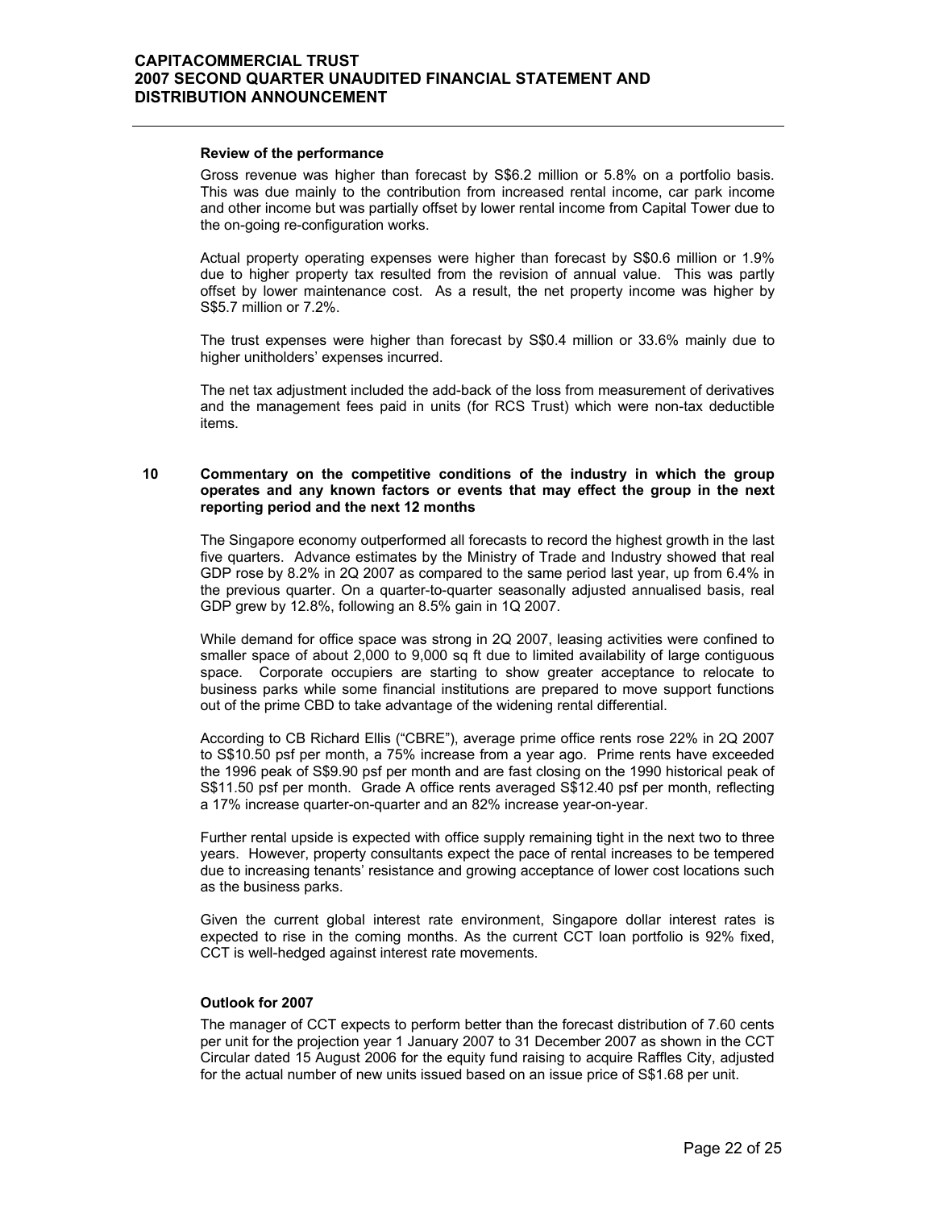**Review of the performance**

Gross revenue was higher than forecast by S$6.2 million or 5.8% on a portfolio basis. This was due mainly to the contribution from increased rental income, car park income and other income but was partially offset by lower rental income from Capital Tower due to the on-going re-configuration works.

Actual property operating expenses were higher than forecast by S$0.6 million or 1.9% due to higher property tax resulted from the revision of annual value. This was partly offset by lower maintenance cost. As a result, the net property income was higher by S$5.7 million or 7.2%.

The trust expenses were higher than forecast by S$0.4 million or 33.6% mainly due to higher unitholders' expenses incurred.

The net tax adjustment included the add-back of the loss from measurement of derivatives and the management fees paid in units (for RCS Trust) which were non-tax deductible items.

## 10 Commentary on the competitive conditions of the industry in which the group operates and any known factors or events that may effect the group in the next reporting period and the next 12 months

The Singapore economy outperformed all forecasts to record the highest growth in the last five quarters. Advance estimates by the Ministry of Trade and Industry showed that real GDP rose by 8.2% in 2Q 2007 as compared to the same period last year, up from 6.4% in the previous quarter. On a quarter-to-quarter seasonally adjusted annualised basis, real GDP grew by 12.8%, following an 8.5% gain in 1Q 2007.

While demand for office space was strong in 2Q 2007, leasing activities were confined to smaller space of about 2,000 to 9,000 sq ft due to limited availability of large contiguous space. Corporate occupiers are starting to show greater acceptance to relocate to business parks while some financial institutions are prepared to move support functions out of the prime CBD to take advantage of the widening rental differential.

According to CB Richard Ellis ("CBRE"), average prime office rents rose 22% in 2Q 2007 to S$10.50 psf per month, a 75% increase from a year ago. Prime rents have exceeded the 1996 peak of S$9.90 psf per month and are fast closing on the 1990 historical peak of S$11.50 psf per month. Grade A office rents averaged S$12.40 psf per month, reflecting a 17% increase quarter-on-quarter and an 82% increase year-on-year.

Further rental upside is expected with office supply remaining tight in the next two to three years. However, property consultants expect the pace of rental increases to be tempered due to increasing tenants' resistance and growing acceptance of lower cost locations such as the business parks.

Given the current global interest rate environment, Singapore dollar interest rates is expected to rise in the coming months. As the current CCT loan portfolio is 92% fixed, CCT is well-hedged against interest rate movements.

**Outlook for 2007**

The manager of CCT expects to perform better than the forecast distribution of 7.60 cents per unit for the projection year 1 January 2007 to 31 December 2007 as shown in the CCT Circular dated 15 August 2006 for the equity fund raising to acquire Raffles City, adjusted for the actual number of new units issued based on an issue price of S$1.68 per unit.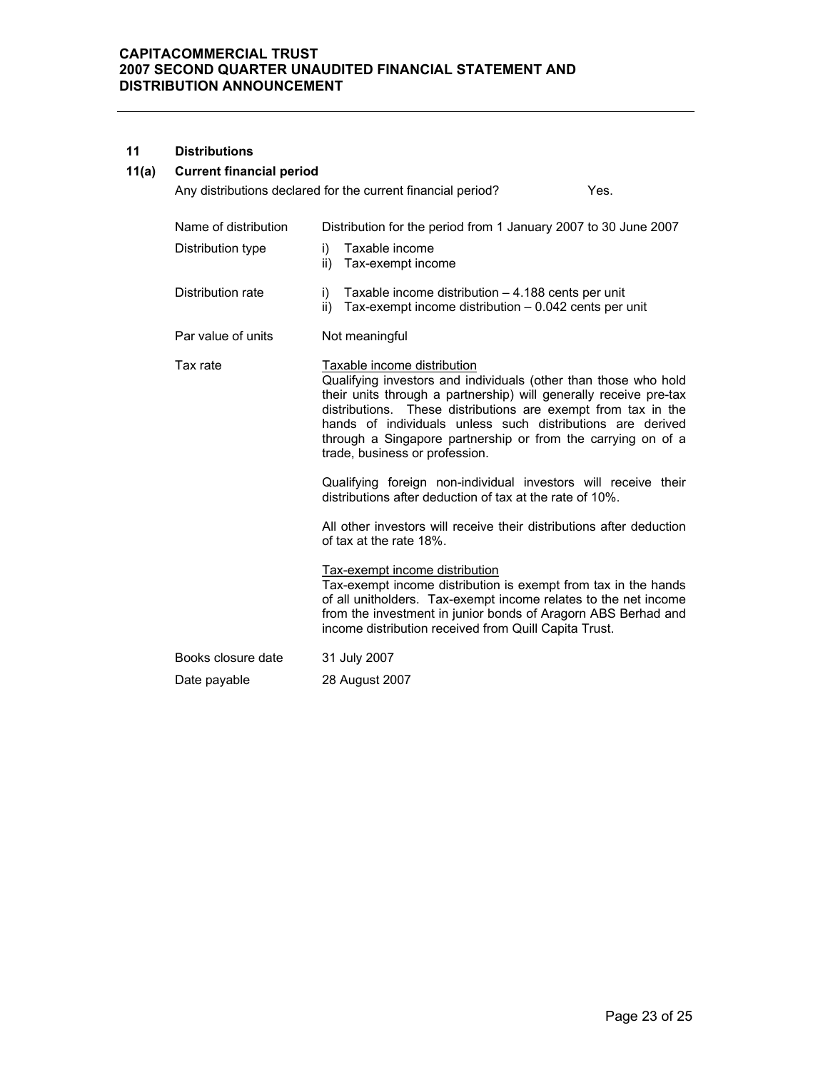## 11 Distributions

### 11(a) Current financial period

Any distributions declared for the current financial period? Yes.

| | |
|---|---|
| Name of distribution | Distribution for the period from 1 January 2007 to 30 June 2007 |
| Distribution type | i) Taxable income<br>ii) Tax-exempt income |
| Distribution rate | i) Taxable income distribution – 4.188 cents per unit<br>ii) Tax-exempt income distribution – 0.042 cents per unit |
| Par value of units | Not meaningful |
| Tax rate | <u>Taxable income distribution</u><br>Qualifying investors and individuals (other than those who hold their units through a partnership) will generally receive pre-tax distributions. These distributions are exempt from tax in the hands of individuals unless such distributions are derived through a Singapore partnership or from the carrying on of a trade, business or profession.<br><br>Qualifying foreign non-individual investors will receive their distributions after deduction of tax at the rate of 10%.<br><br>All other investors will receive their distributions after deduction of tax at the rate 18%.<br><br><u>Tax-exempt income distribution</u><br>Tax-exempt income distribution is exempt from tax in the hands of all unitholders. Tax-exempt income relates to the net income from the investment in junior bonds of Aragorn ABS Berhad and income distribution received from Quill Capita Trust. |
| Books closure date | 31 July 2007 |
| Date payable | 28 August 2007 |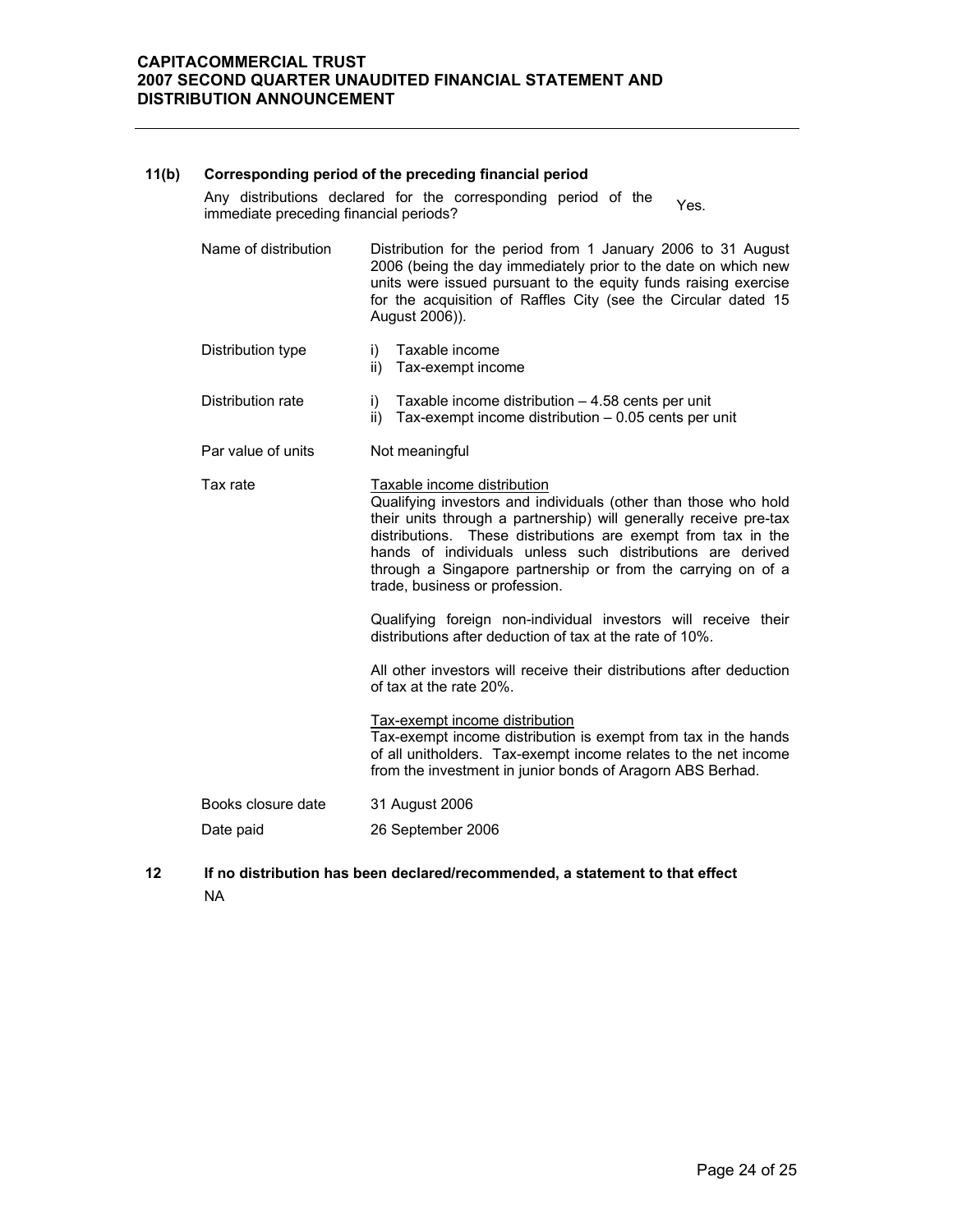### 11(b) Corresponding period of the preceding financial period

| | |
|---|---|
| Any distributions declared for the corresponding period of the immediate preceding financial periods? | Yes. |
| Name of distribution | Distribution for the period from 1 January 2006 to 31 August 2006 (being the day immediately prior to the date on which new units were issued pursuant to the equity funds raising exercise for the acquisition of Raffles City (see the Circular dated 15 August 2006)). |
| Distribution type | i) Taxable income<br>ii) Tax-exempt income |
| Distribution rate | i) Taxable income distribution – 4.58 cents per unit<br>ii) Tax-exempt income distribution – 0.05 cents per unit |
| Par value of units | Not meaningful |
| Tax rate | Taxable income distribution<br>Qualifying investors and individuals (other than those who hold their units through a partnership) will generally receive pre-tax distributions. These distributions are exempt from tax in the hands of individuals unless such distributions are derived through a Singapore partnership or from the carrying on of a trade, business or profession.<br><br>Qualifying foreign non-individual investors will receive their distributions after deduction of tax at the rate of 10%.<br><br>All other investors will receive their distributions after deduction of tax at the rate 20%.<br><br>Tax-exempt income distribution<br>Tax-exempt income distribution is exempt from tax in the hands of all unitholders. Tax-exempt income relates to the net income from the investment in junior bonds of Aragorn ABS Berhad. |
| Books closure date | 31 August 2006 |
| Date paid | 26 September 2006 |

### 12 If no distribution has been declared/recommended, a statement to that effect

NA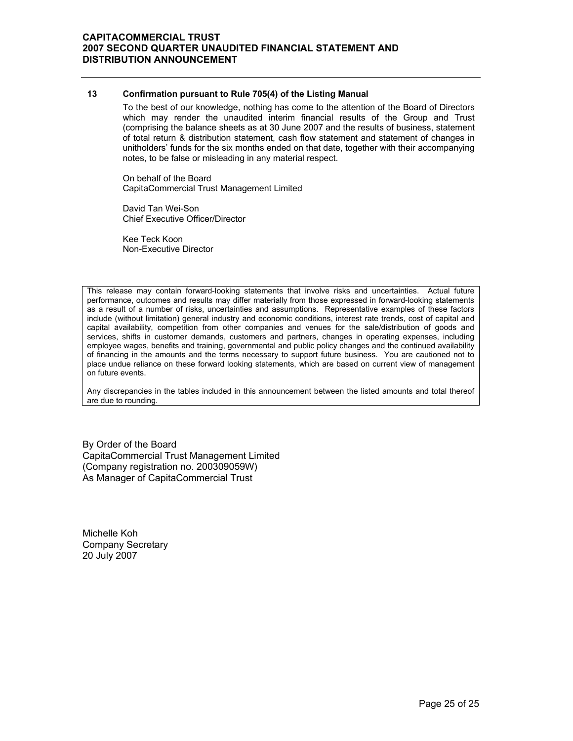## 13 Confirmation pursuant to Rule 705(4) of the Listing Manual

To the best of our knowledge, nothing has come to the attention of the Board of Directors which may render the unaudited interim financial results of the Group and Trust (comprising the balance sheets as at 30 June 2007 and the results of business, statement of total return & distribution statement, cash flow statement and statement of changes in unitholders' funds for the six months ended on that date, together with their accompanying notes, to be false or misleading in any material respect.

On behalf of the Board
CapitaCommercial Trust Management Limited

David Tan Wei-Son
Chief Executive Officer/Director

Kee Teck Koon
Non-Executive Director

This release may contain forward-looking statements that involve risks and uncertainties. Actual future performance, outcomes and results may differ materially from those expressed in forward-looking statements as a result of a number of risks, uncertainties and assumptions. Representative examples of these factors include (without limitation) general industry and economic conditions, interest rate trends, cost of capital and capital availability, competition from other companies and venues for the sale/distribution of goods and services, shifts in customer demands, customers and partners, changes in operating expenses, including employee wages, benefits and training, governmental and public policy changes and the continued availability of financing in the amounts and the terms necessary to support future business. You are cautioned not to place undue reliance on these forward looking statements, which are based on current view of management on future events.

Any discrepancies in the tables included in this announcement between the listed amounts and total thereof are due to rounding.

By Order of the Board
CapitaCommercial Trust Management Limited
(Company registration no. 200309059W)
As Manager of CapitaCommercial Trust

Michelle Koh
Company Secretary
20 July 2007